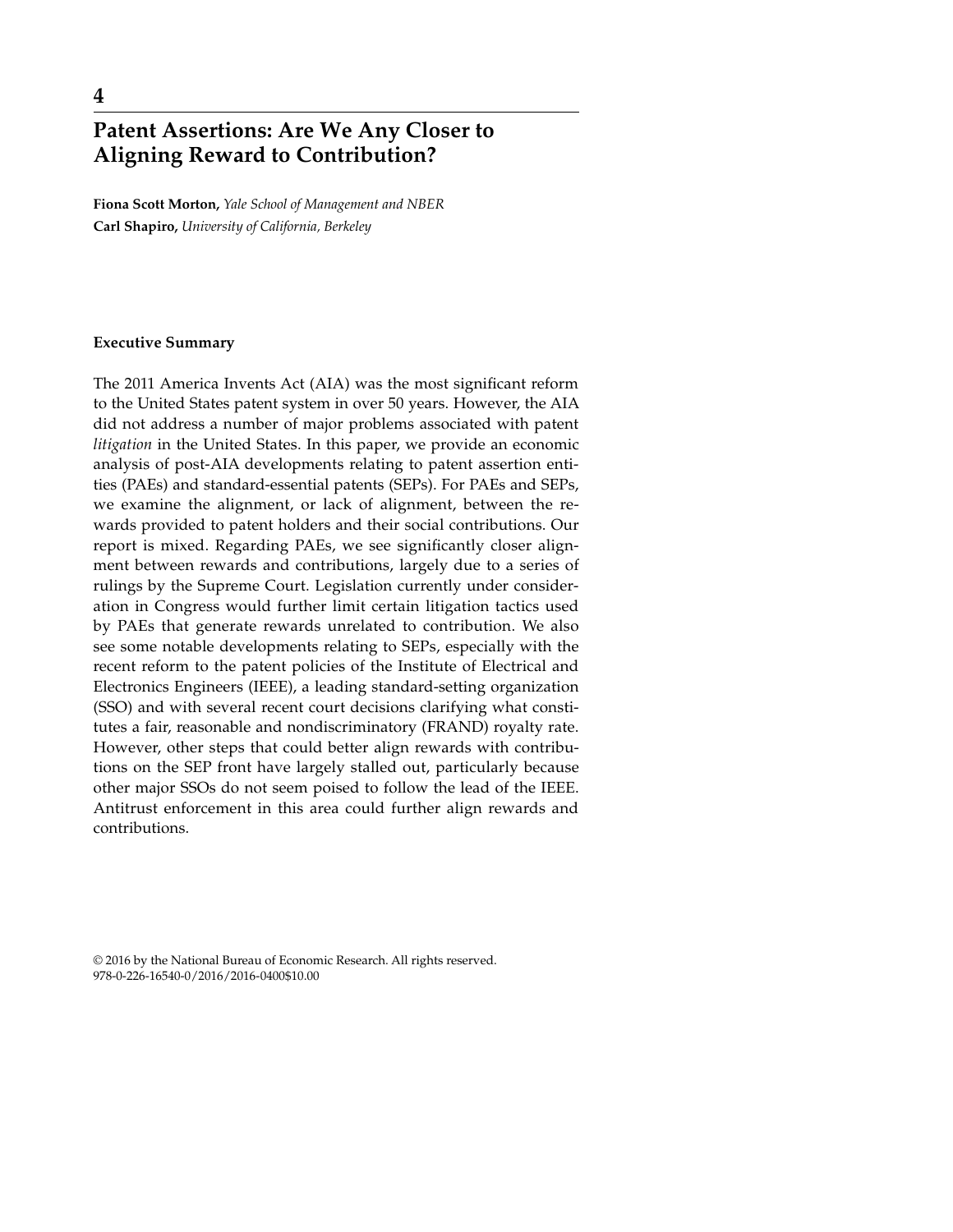# 4

# Patent Assertions: Are We Any Closer to Aligning Reward to Contribution?

**Fiona Scott Morton,** *Yale School of Management and NBER*
**Carl Shapiro,** *University of California, Berkeley*

## Executive Summary

The 2011 America Invents Act (AIA) was the most significant reform to the United States patent system in over 50 years. However, the AIA did not address a number of major problems associated with patent *litigation* in the United States. In this paper, we provide an economic analysis of post-AIA developments relating to patent assertion entities (PAEs) and standard-essential patents (SEPs). For PAEs and SEPs, we examine the alignment, or lack of alignment, between the rewards provided to patent holders and their social contributions. Our report is mixed. Regarding PAEs, we see significantly closer alignment between rewards and contributions, largely due to a series of rulings by the Supreme Court. Legislation currently under consideration in Congress would further limit certain litigation tactics used by PAEs that generate rewards unrelated to contribution. We also see some notable developments relating to SEPs, especially with the recent reform to the patent policies of the Institute of Electrical and Electronics Engineers (IEEE), a leading standard-setting organization (SSO) and with several recent court decisions clarifying what constitutes a fair, reasonable and nondiscriminatory (FRAND) royalty rate. However, other steps that could better align rewards with contributions on the SEP front have largely stalled out, particularly because other major SSOs do not seem poised to follow the lead of the IEEE. Antitrust enforcement in this area could further align rewards and contributions.

© 2016 by the National Bureau of Economic Research. All rights reserved.
978-0-226-16540-0/2016/2016-0400$10.00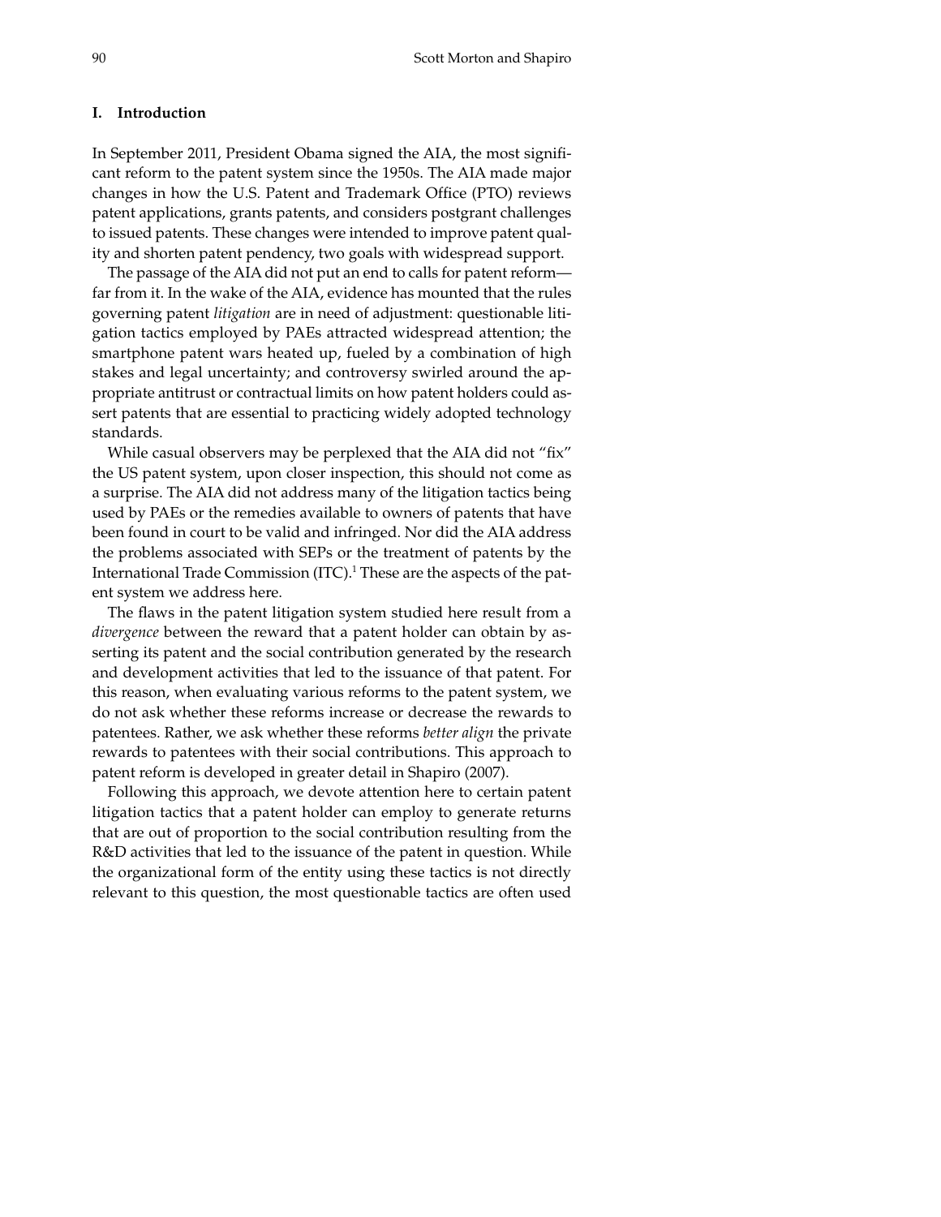## I. Introduction

In September 2011, President Obama signed the AIA, the most significant reform to the patent system since the 1950s. The AIA made major changes in how the U.S. Patent and Trademark Office (PTO) reviews patent applications, grants patents, and considers postgrant challenges to issued patents. These changes were intended to improve patent quality and shorten patent pendency, two goals with widespread support.

The passage of the AIA did not put an end to calls for patent reform—far from it. In the wake of the AIA, evidence has mounted that the rules governing patent *litigation* are in need of adjustment: questionable litigation tactics employed by PAEs attracted widespread attention; the smartphone patent wars heated up, fueled by a combination of high stakes and legal uncertainty; and controversy swirled around the appropriate antitrust or contractual limits on how patent holders could assert patents that are essential to practicing widely adopted technology standards.

While casual observers may be perplexed that the AIA did not "fix" the US patent system, upon closer inspection, this should not come as a surprise. The AIA did not address many of the litigation tactics being used by PAEs or the remedies available to owners of patents that have been found in court to be valid and infringed. Nor did the AIA address the problems associated with SEPs or the treatment of patents by the International Trade Commission (ITC).[1] These are the aspects of the patent system we address here.

The flaws in the patent litigation system studied here result from a *divergence* between the reward that a patent holder can obtain by asserting its patent and the social contribution generated by the research and development activities that led to the issuance of that patent. For this reason, when evaluating various reforms to the patent system, we do not ask whether these reforms increase or decrease the rewards to patentees. Rather, we ask whether these reforms *better align* the private rewards to patentees with their social contributions. This approach to patent reform is developed in greater detail in Shapiro (2007).

Following this approach, we devote attention here to certain patent litigation tactics that a patent holder can employ to generate returns that are out of proportion to the social contribution resulting from the R&D activities that led to the issuance of the patent in question. While the organizational form of the entity using these tactics is not directly relevant to this question, the most questionable tactics are often used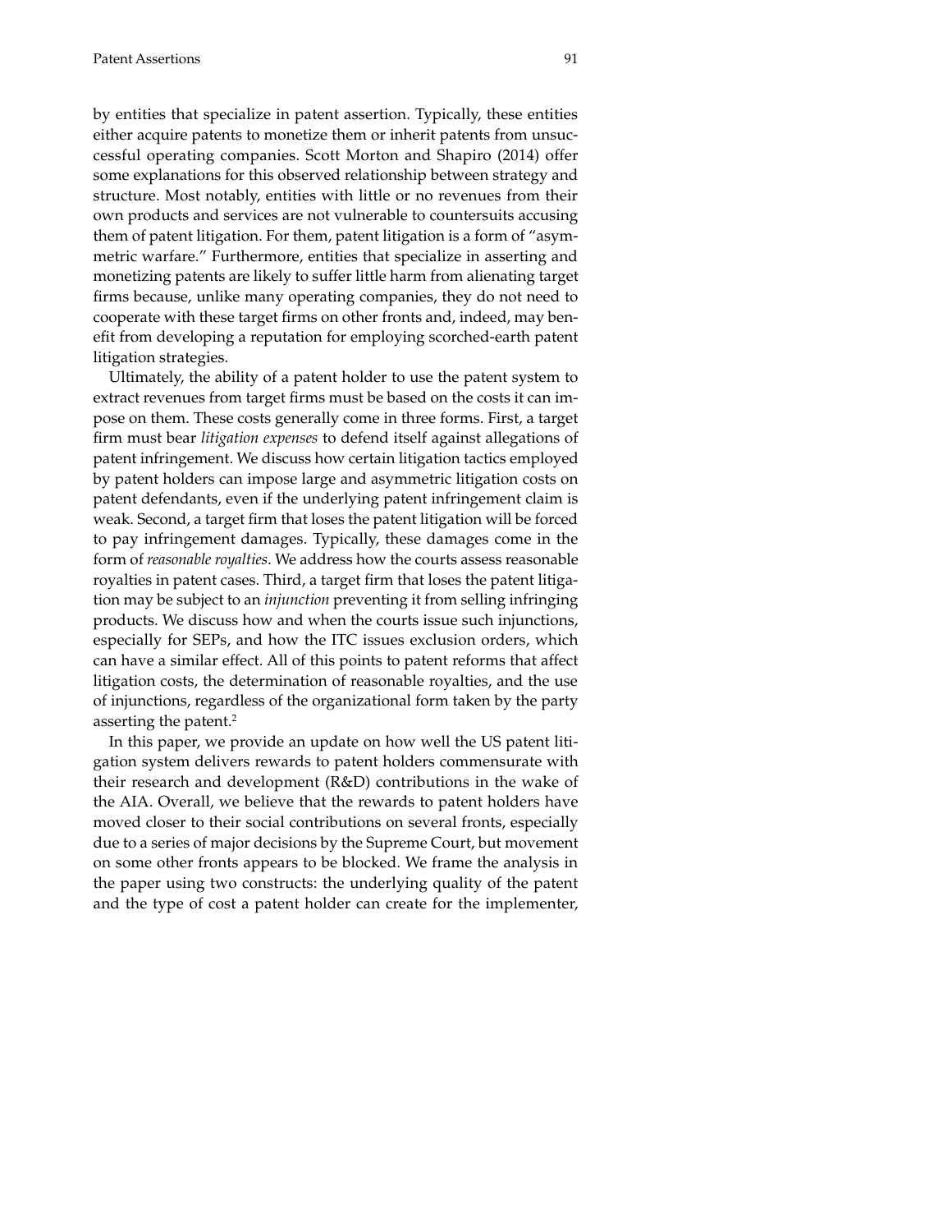by entities that specialize in patent assertion. Typically, these entities either acquire patents to monetize them or inherit patents from unsuccessful operating companies. Scott Morton and Shapiro (2014) offer some explanations for this observed relationship between strategy and structure. Most notably, entities with little or no revenues from their own products and services are not vulnerable to countersuits accusing them of patent litigation. For them, patent litigation is a form of "asymmetric warfare." Furthermore, entities that specialize in asserting and monetizing patents are likely to suffer little harm from alienating target firms because, unlike many operating companies, they do not need to cooperate with these target firms on other fronts and, indeed, may benefit from developing a reputation for employing scorched-earth patent litigation strategies.

Ultimately, the ability of a patent holder to use the patent system to extract revenues from target firms must be based on the costs it can impose on them. These costs generally come in three forms. First, a target firm must bear *litigation expenses* to defend itself against allegations of patent infringement. We discuss how certain litigation tactics employed by patent holders can impose large and asymmetric litigation costs on patent defendants, even if the underlying patent infringement claim is weak. Second, a target firm that loses the patent litigation will be forced to pay infringement damages. Typically, these damages come in the form of *reasonable royalties*. We address how the courts assess reasonable royalties in patent cases. Third, a target firm that loses the patent litigation may be subject to an *injunction* preventing it from selling infringing products. We discuss how and when the courts issue such injunctions, especially for SEPs, and how the ITC issues exclusion orders, which can have a similar effect. All of this points to patent reforms that affect litigation costs, the determination of reasonable royalties, and the use of injunctions, regardless of the organizational form taken by the party asserting the patent.[2]

In this paper, we provide an update on how well the US patent litigation system delivers rewards to patent holders commensurate with their research and development (R&D) contributions in the wake of the AIA. Overall, we believe that the rewards to patent holders have moved closer to their social contributions on several fronts, especially due to a series of major decisions by the Supreme Court, but movement on some other fronts appears to be blocked. We frame the analysis in the paper using two constructs: the underlying quality of the patent and the type of cost a patent holder can create for the implementer,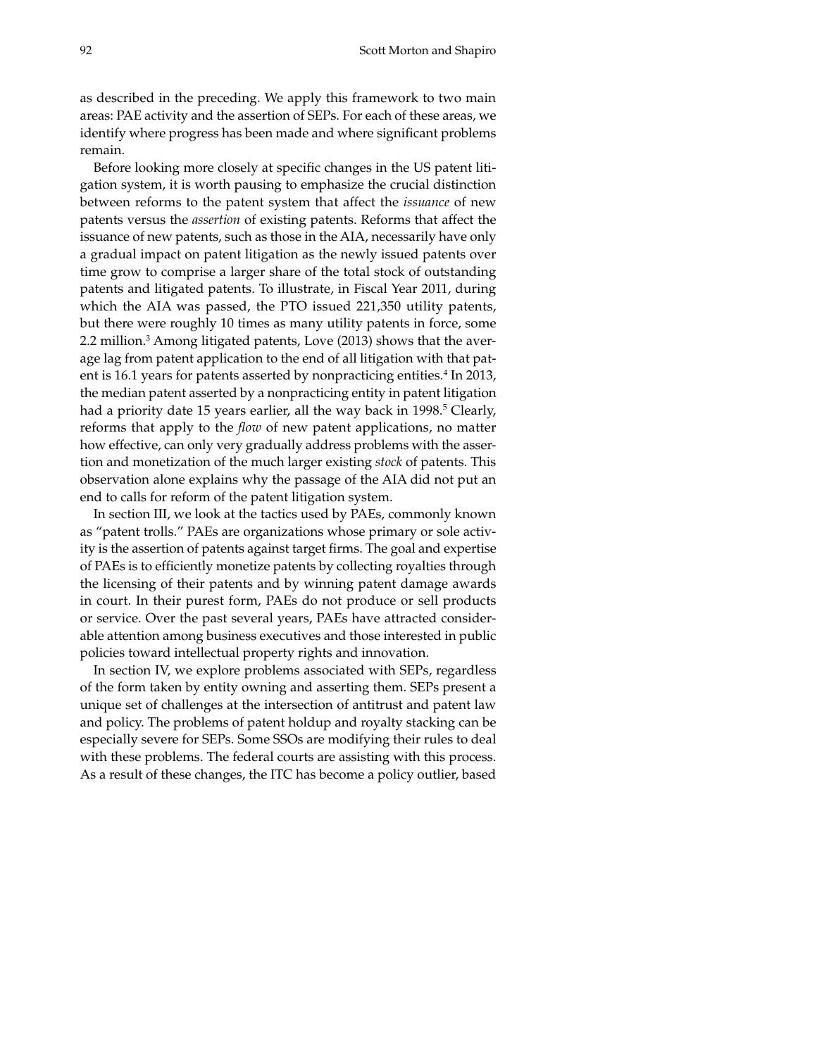as described in the preceding. We apply this framework to two main areas: PAE activity and the assertion of SEPs. For each of these areas, we identify where progress has been made and where significant problems remain.

Before looking more closely at specific changes in the US patent litigation system, it is worth pausing to emphasize the crucial distinction between reforms to the patent system that affect the *issuance* of new patents versus the *assertion* of existing patents. Reforms that affect the issuance of new patents, such as those in the AIA, necessarily have only a gradual impact on patent litigation as the newly issued patents over time grow to comprise a larger share of the total stock of outstanding patents and litigated patents. To illustrate, in Fiscal Year 2011, during which the AIA was passed, the PTO issued 221,350 utility patents, but there were roughly 10 times as many utility patents in force, some 2.2 million.[3] Among litigated patents, Love (2013) shows that the average lag from patent application to the end of all litigation with that patent is 16.1 years for patents asserted by nonpracticing entities.[4] In 2013, the median patent asserted by a nonpracticing entity in patent litigation had a priority date 15 years earlier, all the way back in 1998.[5] Clearly, reforms that apply to the *flow* of new patent applications, no matter how effective, can only very gradually address problems with the assertion and monetization of the much larger existing *stock* of patents. This observation alone explains why the passage of the AIA did not put an end to calls for reform of the patent litigation system.

In section III, we look at the tactics used by PAEs, commonly known as "patent trolls." PAEs are organizations whose primary or sole activity is the assertion of patents against target firms. The goal and expertise of PAEs is to efficiently monetize patents by collecting royalties through the licensing of their patents and by winning patent damage awards in court. In their purest form, PAEs do not produce or sell products or service. Over the past several years, PAEs have attracted considerable attention among business executives and those interested in public policies toward intellectual property rights and innovation.

In section IV, we explore problems associated with SEPs, regardless of the form taken by entity owning and asserting them. SEPs present a unique set of challenges at the intersection of antitrust and patent law and policy. The problems of patent holdup and royalty stacking can be especially severe for SEPs. Some SSOs are modifying their rules to deal with these problems. The federal courts are assisting with this process. As a result of these changes, the ITC has become a policy outlier, based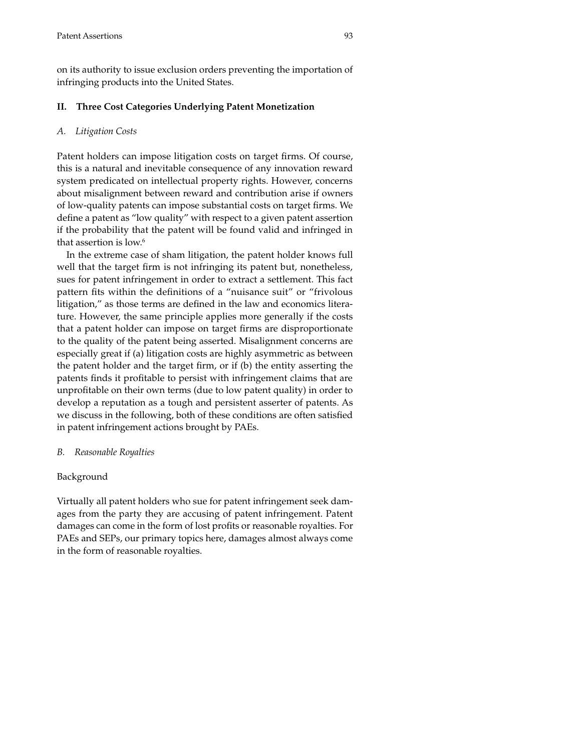on its authority to issue exclusion orders preventing the importation of infringing products into the United States.

## II. Three Cost Categories Underlying Patent Monetization

### *A. Litigation Costs*

Patent holders can impose litigation costs on target firms. Of course, this is a natural and inevitable consequence of any innovation reward system predicated on intellectual property rights. However, concerns about misalignment between reward and contribution arise if owners of low-quality patents can impose substantial costs on target firms. We define a patent as "low quality" with respect to a given patent assertion if the probability that the patent will be found valid and infringed in that assertion is low.[6]

In the extreme case of sham litigation, the patent holder knows full well that the target firm is not infringing its patent but, nonetheless, sues for patent infringement in order to extract a settlement. This fact pattern fits within the definitions of a "nuisance suit" or "frivolous litigation," as those terms are defined in the law and economics literature. However, the same principle applies more generally if the costs that a patent holder can impose on target firms are disproportionate to the quality of the patent being asserted. Misalignment concerns are especially great if (a) litigation costs are highly asymmetric as between the patent holder and the target firm, or if (b) the entity asserting the patents finds it profitable to persist with infringement claims that are unprofitable on their own terms (due to low patent quality) in order to develop a reputation as a tough and persistent asserter of patents. As we discuss in the following, both of these conditions are often satisfied in patent infringement actions brought by PAEs.

### *B. Reasonable Royalties*

Background

Virtually all patent holders who sue for patent infringement seek damages from the party they are accusing of patent infringement. Patent damages can come in the form of lost profits or reasonable royalties. For PAEs and SEPs, our primary topics here, damages almost always come in the form of reasonable royalties.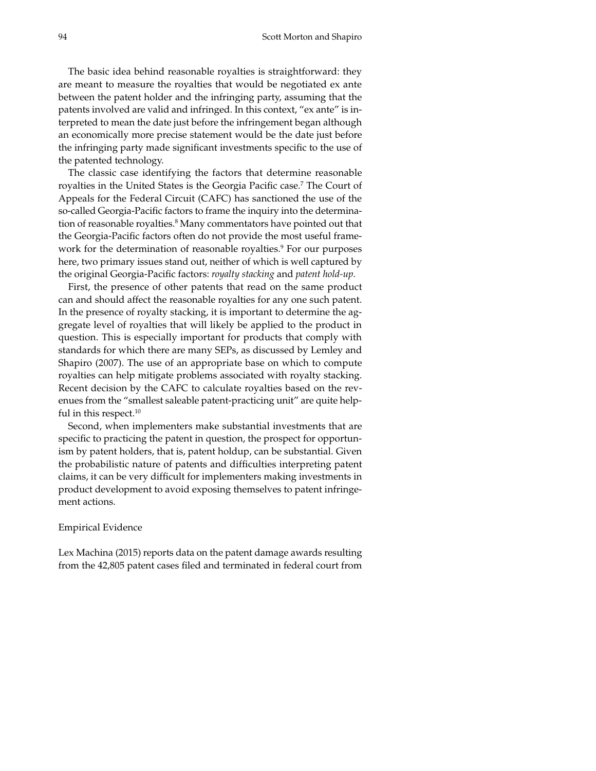The basic idea behind reasonable royalties is straightforward: they are meant to measure the royalties that would be negotiated ex ante between the patent holder and the infringing party, assuming that the patents involved are valid and infringed. In this context, "ex ante" is interpreted to mean the date just before the infringement began although an economically more precise statement would be the date just before the infringing party made significant investments specific to the use of the patented technology.

The classic case identifying the factors that determine reasonable royalties in the United States is the Georgia Pacific case.[7] The Court of Appeals for the Federal Circuit (CAFC) has sanctioned the use of the so-called Georgia-Pacific factors to frame the inquiry into the determination of reasonable royalties.[8] Many commentators have pointed out that the Georgia-Pacific factors often do not provide the most useful framework for the determination of reasonable royalties.[9] For our purposes here, two primary issues stand out, neither of which is well captured by the original Georgia-Pacific factors: *royalty stacking* and *patent hold-up*.

First, the presence of other patents that read on the same product can and should affect the reasonable royalties for any one such patent. In the presence of royalty stacking, it is important to determine the aggregate level of royalties that will likely be applied to the product in question. This is especially important for products that comply with standards for which there are many SEPs, as discussed by Lemley and Shapiro (2007). The use of an appropriate base on which to compute royalties can help mitigate problems associated with royalty stacking. Recent decision by the CAFC to calculate royalties based on the revenues from the "smallest saleable patent-practicing unit" are quite helpful in this respect.[10]

Second, when implementers make substantial investments that are specific to practicing the patent in question, the prospect for opportunism by patent holders, that is, patent holdup, can be substantial. Given the probabilistic nature of patents and difficulties interpreting patent claims, it can be very difficult for implementers making investments in product development to avoid exposing themselves to patent infringement actions.

### Empirical Evidence

Lex Machina (2015) reports data on the patent damage awards resulting from the 42,805 patent cases filed and terminated in federal court from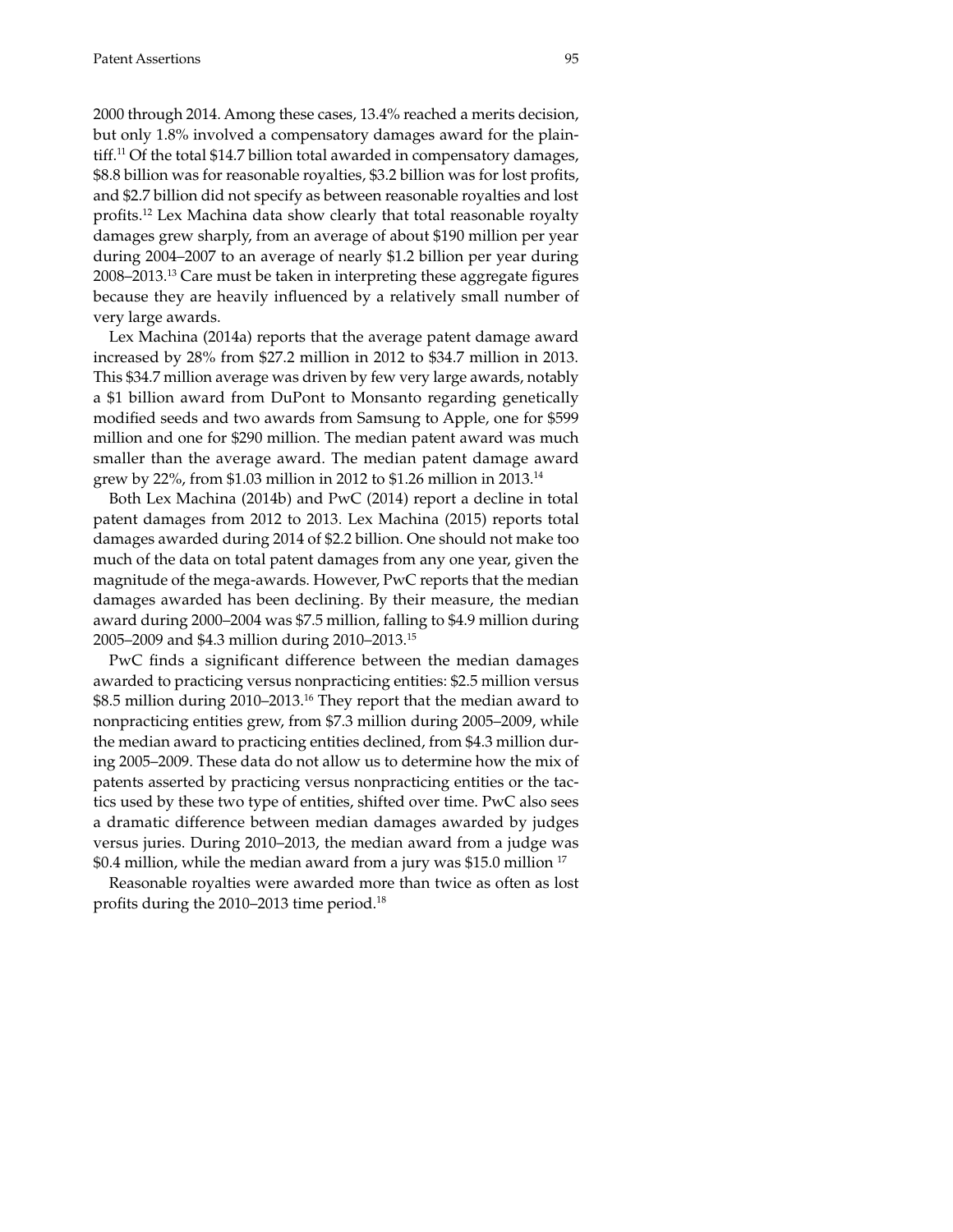2000 through 2014. Among these cases, 13.4% reached a merits decision, but only 1.8% involved a compensatory damages award for the plaintiff.[11] Of the total $14.7 billion total awarded in compensatory damages, $8.8 billion was for reasonable royalties, $3.2 billion was for lost profits, and $2.7 billion did not specify as between reasonable royalties and lost profits.[12] Lex Machina data show clearly that total reasonable royalty damages grew sharply, from an average of about $190 million per year during 2004–2007 to an average of nearly $1.2 billion per year during 2008–2013.[13] Care must be taken in interpreting these aggregate figures because they are heavily influenced by a relatively small number of very large awards.

Lex Machina (2014a) reports that the average patent damage award increased by 28% from $27.2 million in 2012 to $34.7 million in 2013. This $34.7 million average was driven by few very large awards, notably a $1 billion award from DuPont to Monsanto regarding genetically modified seeds and two awards from Samsung to Apple, one for $599 million and one for $290 million. The median patent award was much smaller than the average award. The median patent damage award grew by 22%, from $1.03 million in 2012 to $1.26 million in 2013.[14]

Both Lex Machina (2014b) and PwC (2014) report a decline in total patent damages from 2012 to 2013. Lex Machina (2015) reports total damages awarded during 2014 of $2.2 billion. One should not make too much of the data on total patent damages from any one year, given the magnitude of the mega-awards. However, PwC reports that the median damages awarded has been declining. By their measure, the median award during 2000–2004 was $7.5 million, falling to $4.9 million during 2005–2009 and $4.3 million during 2010–2013.[15]

PwC finds a significant difference between the median damages awarded to practicing versus nonpracticing entities: $2.5 million versus $8.5 million during 2010–2013.[16] They report that the median award to nonpracticing entities grew, from $7.3 million during 2005–2009, while the median award to practicing entities declined, from $4.3 million during 2005–2009. These data do not allow us to determine how the mix of patents asserted by practicing versus nonpracticing entities or the tactics used by these two type of entities, shifted over time. PwC also sees a dramatic difference between median damages awarded by judges versus juries. During 2010–2013, the median award from a judge was $0.4 million, while the median award from a jury was $15.0 million [17]

Reasonable royalties were awarded more than twice as often as lost profits during the 2010–2013 time period.[18]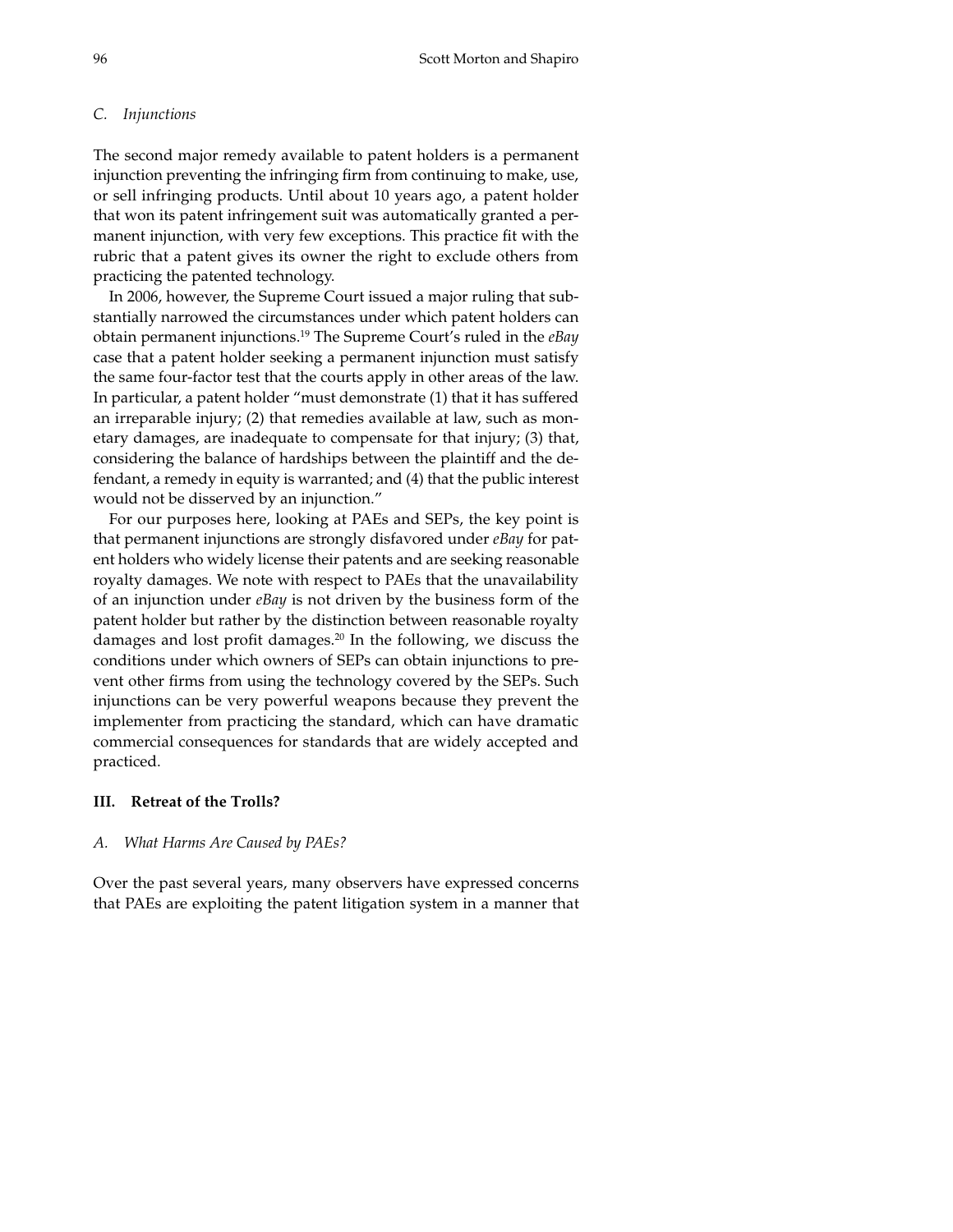### C. *Injunctions*

The second major remedy available to patent holders is a permanent injunction preventing the infringing firm from continuing to make, use, or sell infringing products. Until about 10 years ago, a patent holder that won its patent infringement suit was automatically granted a permanent injunction, with very few exceptions. This practice fit with the rubric that a patent gives its owner the right to exclude others from practicing the patented technology.

In 2006, however, the Supreme Court issued a major ruling that substantially narrowed the circumstances under which patent holders can obtain permanent injunctions.[19] The Supreme Court's ruled in the *eBay* case that a patent holder seeking a permanent injunction must satisfy the same four-factor test that the courts apply in other areas of the law. In particular, a patent holder "must demonstrate (1) that it has suffered an irreparable injury; (2) that remedies available at law, such as monetary damages, are inadequate to compensate for that injury; (3) that, considering the balance of hardships between the plaintiff and the defendant, a remedy in equity is warranted; and (4) that the public interest would not be disserved by an injunction."

For our purposes here, looking at PAEs and SEPs, the key point is that permanent injunctions are strongly disfavored under *eBay* for patent holders who widely license their patents and are seeking reasonable royalty damages. We note with respect to PAEs that the unavailability of an injunction under *eBay* is not driven by the business form of the patent holder but rather by the distinction between reasonable royalty damages and lost profit damages.[20] In the following, we discuss the conditions under which owners of SEPs can obtain injunctions to prevent other firms from using the technology covered by the SEPs. Such injunctions can be very powerful weapons because they prevent the implementer from practicing the standard, which can have dramatic commercial consequences for standards that are widely accepted and practiced.

## III. Retreat of the Trolls?

### A. *What Harms Are Caused by PAEs?*

Over the past several years, many observers have expressed concerns that PAEs are exploiting the patent litigation system in a manner that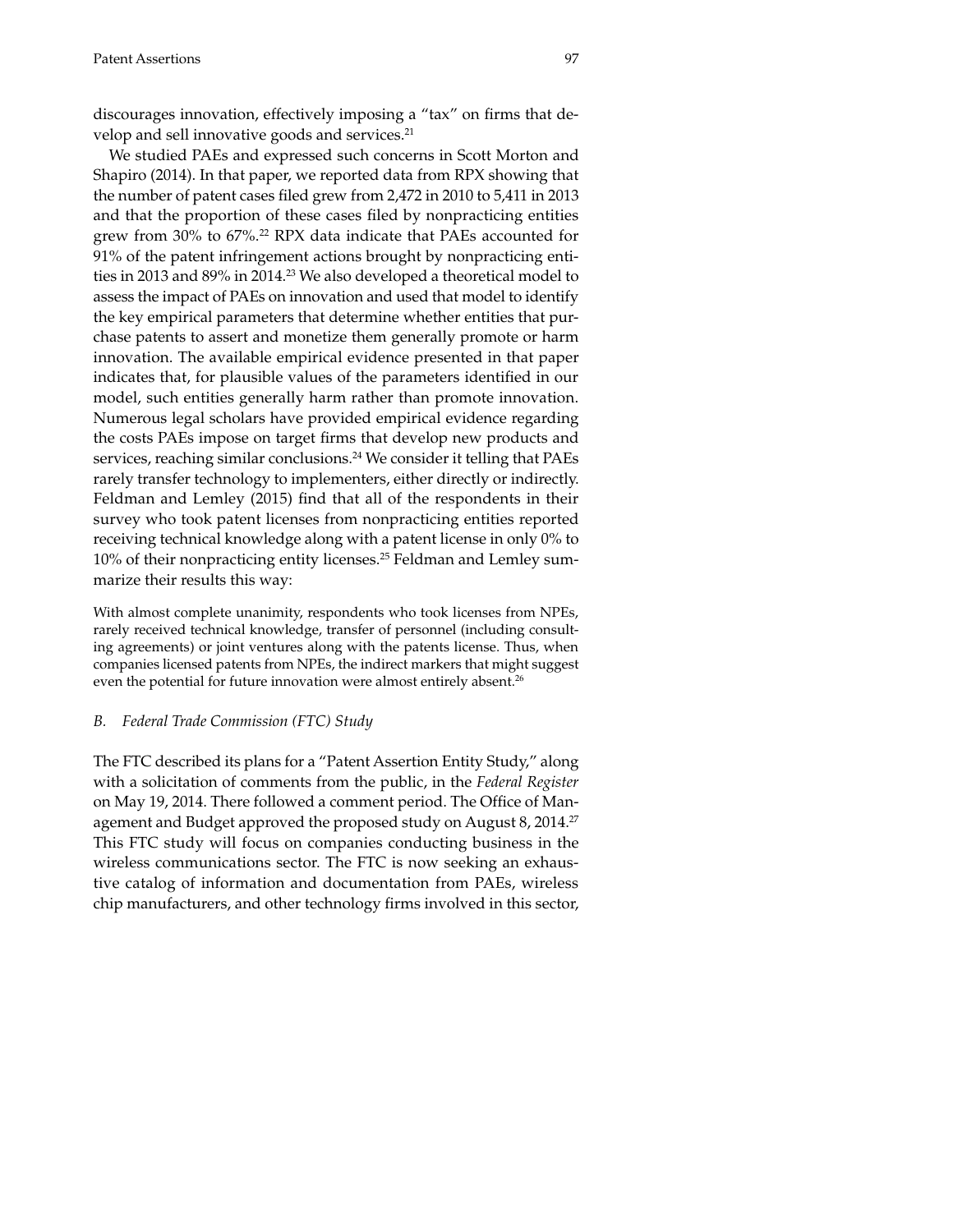discourages innovation, effectively imposing a "tax" on firms that develop and sell innovative goods and services.[21]

We studied PAEs and expressed such concerns in Scott Morton and Shapiro (2014). In that paper, we reported data from RPX showing that the number of patent cases filed grew from 2,472 in 2010 to 5,411 in 2013 and that the proportion of these cases filed by nonpracticing entities grew from 30% to 67%.[22] RPX data indicate that PAEs accounted for 91% of the patent infringement actions brought by nonpracticing entities in 2013 and 89% in 2014.[23] We also developed a theoretical model to assess the impact of PAEs on innovation and used that model to identify the key empirical parameters that determine whether entities that purchase patents to assert and monetize them generally promote or harm innovation. The available empirical evidence presented in that paper indicates that, for plausible values of the parameters identified in our model, such entities generally harm rather than promote innovation. Numerous legal scholars have provided empirical evidence regarding the costs PAEs impose on target firms that develop new products and services, reaching similar conclusions.[24] We consider it telling that PAEs rarely transfer technology to implementers, either directly or indirectly. Feldman and Lemley (2015) find that all of the respondents in their survey who took patent licenses from nonpracticing entities reported receiving technical knowledge along with a patent license in only 0% to 10% of their nonpracticing entity licenses.[25] Feldman and Lemley summarize their results this way:

> With almost complete unanimity, respondents who took licenses from NPEs, rarely received technical knowledge, transfer of personnel (including consulting agreements) or joint ventures along with the patents license. Thus, when companies licensed patents from NPEs, the indirect markers that might suggest even the potential for future innovation were almost entirely absent.[26]

### *B. Federal Trade Commission (FTC) Study*

The FTC described its plans for a "Patent Assertion Entity Study," along with a solicitation of comments from the public, in the *Federal Register* on May 19, 2014. There followed a comment period. The Office of Management and Budget approved the proposed study on August 8, 2014.[27] This FTC study will focus on companies conducting business in the wireless communications sector. The FTC is now seeking an exhaustive catalog of information and documentation from PAEs, wireless chip manufacturers, and other technology firms involved in this sector,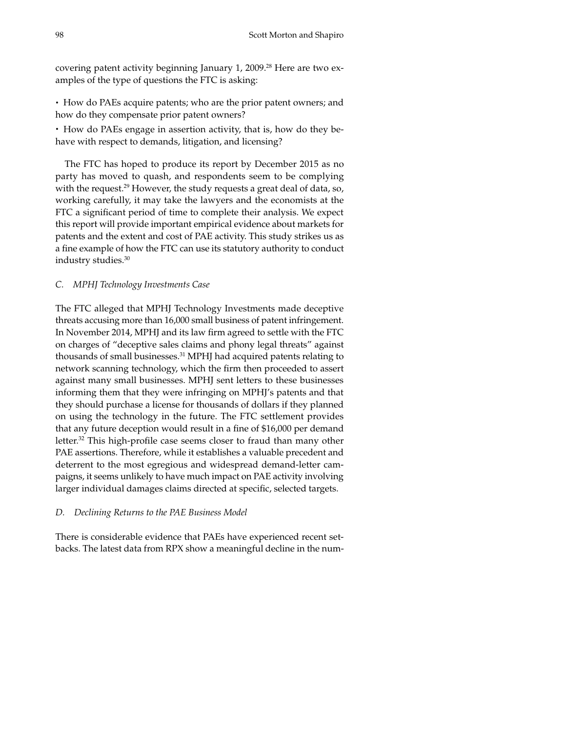covering patent activity beginning January 1, 2009.[28] Here are two examples of the type of questions the FTC is asking:

- How do PAEs acquire patents; who are the prior patent owners; and how do they compensate prior patent owners?
- How do PAEs engage in assertion activity, that is, how do they behave with respect to demands, litigation, and licensing?

The FTC has hoped to produce its report by December 2015 as no party has moved to quash, and respondents seem to be complying with the request.[29] However, the study requests a great deal of data, so, working carefully, it may take the lawyers and the economists at the FTC a significant period of time to complete their analysis. We expect this report will provide important empirical evidence about markets for patents and the extent and cost of PAE activity. This study strikes us as a fine example of how the FTC can use its statutory authority to conduct industry studies.[30]

### *C. MPHJ Technology Investments Case*

The FTC alleged that MPHJ Technology Investments made deceptive threats accusing more than 16,000 small business of patent infringement. In November 2014, MPHJ and its law firm agreed to settle with the FTC on charges of "deceptive sales claims and phony legal threats" against thousands of small businesses.[31] MPHJ had acquired patents relating to network scanning technology, which the firm then proceeded to assert against many small businesses. MPHJ sent letters to these businesses informing them that they were infringing on MPHJ's patents and that they should purchase a license for thousands of dollars if they planned on using the technology in the future. The FTC settlement provides that any future deception would result in a fine of $16,000 per demand letter.[32] This high-profile case seems closer to fraud than many other PAE assertions. Therefore, while it establishes a valuable precedent and deterrent to the most egregious and widespread demand-letter campaigns, it seems unlikely to have much impact on PAE activity involving larger individual damages claims directed at specific, selected targets.

### *D. Declining Returns to the PAE Business Model*

There is considerable evidence that PAEs have experienced recent setbacks. The latest data from RPX show a meaningful decline in the num-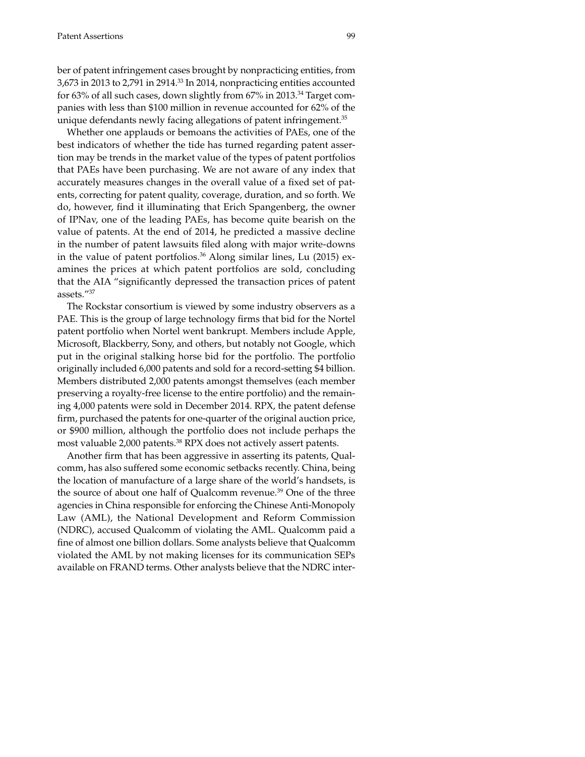ber of patent infringement cases brought by nonpracticing entities, from 3,673 in 2013 to 2,791 in 2914.[33] In 2014, nonpracticing entities accounted for 63% of all such cases, down slightly from 67% in 2013.[34] Target companies with less than $100 million in revenue accounted for 62% of the unique defendants newly facing allegations of patent infringement.[35]

Whether one applauds or bemoans the activities of PAEs, one of the best indicators of whether the tide has turned regarding patent assertion may be trends in the market value of the types of patent portfolios that PAEs have been purchasing. We are not aware of any index that accurately measures changes in the overall value of a fixed set of patents, correcting for patent quality, coverage, duration, and so forth. We do, however, find it illuminating that Erich Spangenberg, the owner of IPNav, one of the leading PAEs, has become quite bearish on the value of patents. At the end of 2014, he predicted a massive decline in the number of patent lawsuits filed along with major write-downs in the value of patent portfolios.[36] Along similar lines, Lu (2015) examines the prices at which patent portfolios are sold, concluding that the AIA "significantly depressed the transaction prices of patent assets."[37]

The Rockstar consortium is viewed by some industry observers as a PAE. This is the group of large technology firms that bid for the Nortel patent portfolio when Nortel went bankrupt. Members include Apple, Microsoft, Blackberry, Sony, and others, but notably not Google, which put in the original stalking horse bid for the portfolio. The portfolio originally included 6,000 patents and sold for a record-setting $4 billion. Members distributed 2,000 patents amongst themselves (each member preserving a royalty-free license to the entire portfolio) and the remaining 4,000 patents were sold in December 2014. RPX, the patent defense firm, purchased the patents for one-quarter of the original auction price, or $900 million, although the portfolio does not include perhaps the most valuable 2,000 patents.[38] RPX does not actively assert patents.

Another firm that has been aggressive in asserting its patents, Qualcomm, has also suffered some economic setbacks recently. China, being the location of manufacture of a large share of the world's handsets, is the source of about one half of Qualcomm revenue.[39] One of the three agencies in China responsible for enforcing the Chinese Anti-Monopoly Law (AML), the National Development and Reform Commission (NDRC), accused Qualcomm of violating the AML. Qualcomm paid a fine of almost one billion dollars. Some analysts believe that Qualcomm violated the AML by not making licenses for its communication SEPs available on FRAND terms. Other analysts believe that the NDRC inter-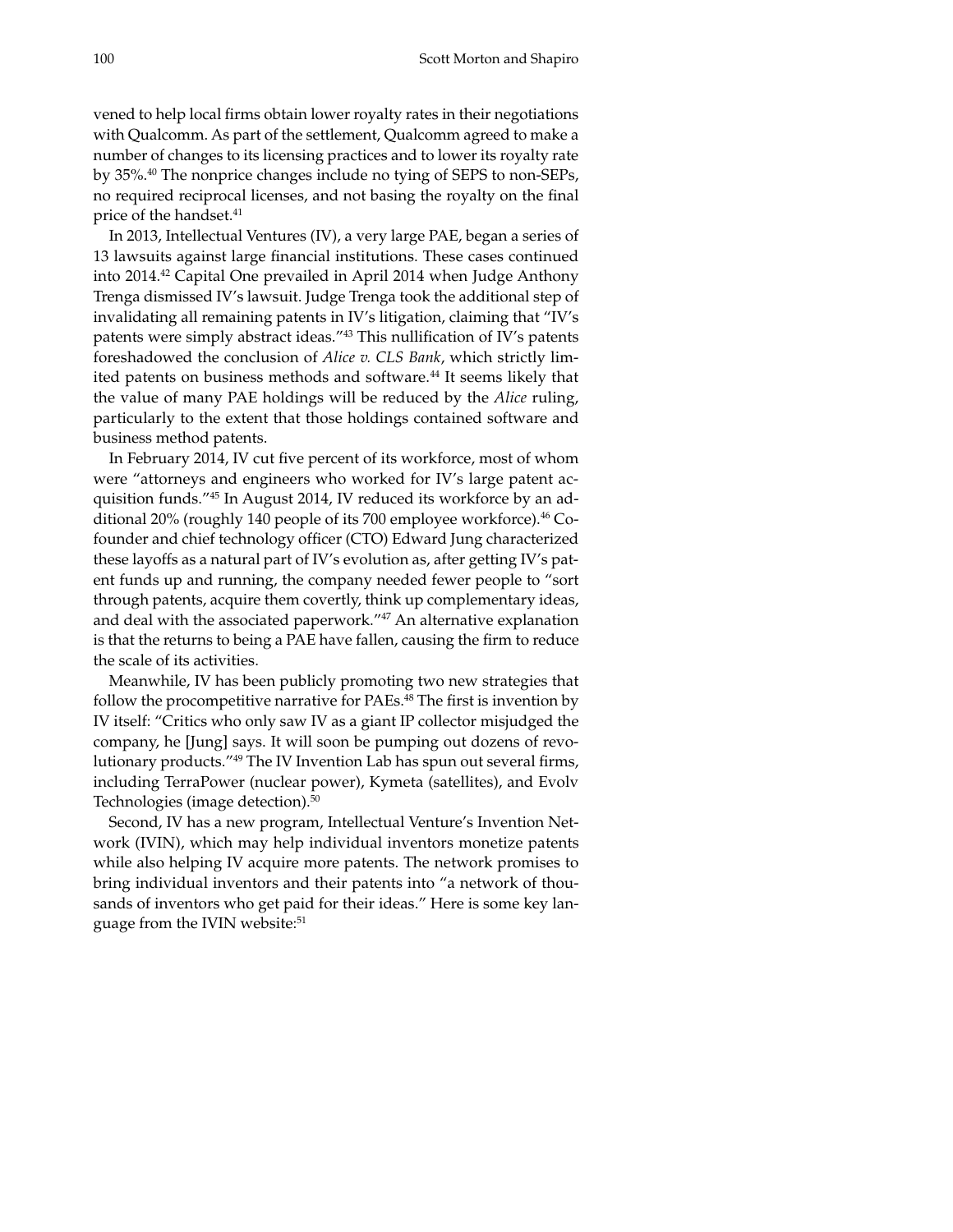vened to help local firms obtain lower royalty rates in their negotiations with Qualcomm. As part of the settlement, Qualcomm agreed to make a number of changes to its licensing practices and to lower its royalty rate by 35%.[40] The nonprice changes include no tying of SEPS to non-SEPs, no required reciprocal licenses, and not basing the royalty on the final price of the handset.[41]

In 2013, Intellectual Ventures (IV), a very large PAE, began a series of 13 lawsuits against large financial institutions. These cases continued into 2014.[42] Capital One prevailed in April 2014 when Judge Anthony Trenga dismissed IV's lawsuit. Judge Trenga took the additional step of invalidating all remaining patents in IV's litigation, claiming that "IV's patents were simply abstract ideas."[43] This nullification of IV's patents foreshadowed the conclusion of *Alice v. CLS Bank*, which strictly limited patents on business methods and software.[44] It seems likely that the value of many PAE holdings will be reduced by the *Alice* ruling, particularly to the extent that those holdings contained software and business method patents.

In February 2014, IV cut five percent of its workforce, most of whom were "attorneys and engineers who worked for IV's large patent acquisition funds."[45] In August 2014, IV reduced its workforce by an additional 20% (roughly 140 people of its 700 employee workforce).[46] Cofounder and chief technology officer (CTO) Edward Jung characterized these layoffs as a natural part of IV's evolution as, after getting IV's patent funds up and running, the company needed fewer people to "sort through patents, acquire them covertly, think up complementary ideas, and deal with the associated paperwork."[47] An alternative explanation is that the returns to being a PAE have fallen, causing the firm to reduce the scale of its activities.

Meanwhile, IV has been publicly promoting two new strategies that follow the procompetitive narrative for PAEs.[48] The first is invention by IV itself: "Critics who only saw IV as a giant IP collector misjudged the company, he [Jung] says. It will soon be pumping out dozens of revolutionary products."[49] The IV Invention Lab has spun out several firms, including TerraPower (nuclear power), Kymeta (satellites), and Evolv Technologies (image detection).[50]

Second, IV has a new program, Intellectual Venture's Invention Network (IVIN), which may help individual inventors monetize patents while also helping IV acquire more patents. The network promises to bring individual inventors and their patents into "a network of thousands of inventors who get paid for their ideas." Here is some key language from the IVIN website:[51]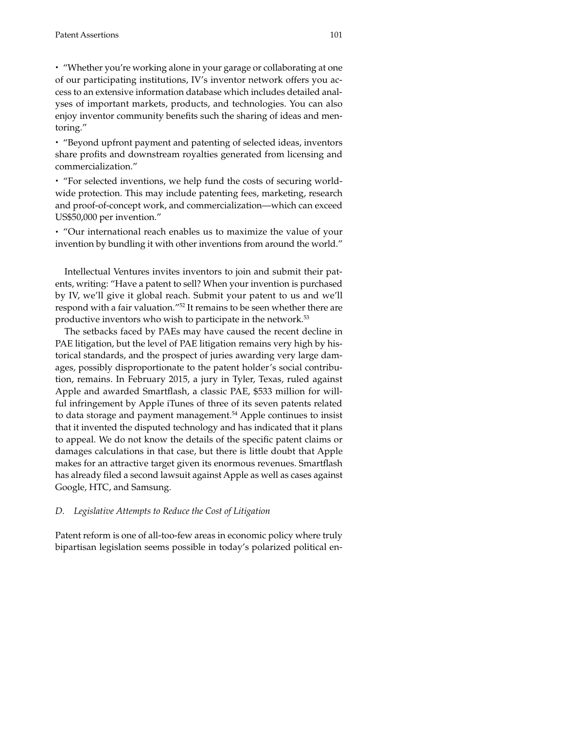- "Whether you're working alone in your garage or collaborating at one of our participating institutions, IV's inventor network offers you access to an extensive information database which includes detailed analyses of important markets, products, and technologies. You can also enjoy inventor community benefits such the sharing of ideas and mentoring."

- "Beyond upfront payment and patenting of selected ideas, inventors share profits and downstream royalties generated from licensing and commercialization."

- "For selected inventions, we help fund the costs of securing worldwide protection. This may include patenting fees, marketing, research and proof-of-concept work, and commercialization—which can exceed US$50,000 per invention."

- "Our international reach enables us to maximize the value of your invention by bundling it with other inventions from around the world."

Intellectual Ventures invites inventors to join and submit their patents, writing: "Have a patent to sell? When your invention is purchased by IV, we'll give it global reach. Submit your patent to us and we'll respond with a fair valuation."[52] It remains to be seen whether there are productive inventors who wish to participate in the network.[53]

The setbacks faced by PAEs may have caused the recent decline in PAE litigation, but the level of PAE litigation remains very high by historical standards, and the prospect of juries awarding very large damages, possibly disproportionate to the patent holder's social contribution, remains. In February 2015, a jury in Tyler, Texas, ruled against Apple and awarded Smartflash, a classic PAE, $533 million for willful infringement by Apple iTunes of three of its seven patents related to data storage and payment management.[54] Apple continues to insist that it invented the disputed technology and has indicated that it plans to appeal. We do not know the details of the specific patent claims or damages calculations in that case, but there is little doubt that Apple makes for an attractive target given its enormous revenues. Smartflash has already filed a second lawsuit against Apple as well as cases against Google, HTC, and Samsung.

### *D. Legislative Attempts to Reduce the Cost of Litigation*

Patent reform is one of all-too-few areas in economic policy where truly bipartisan legislation seems possible in today's polarized political en-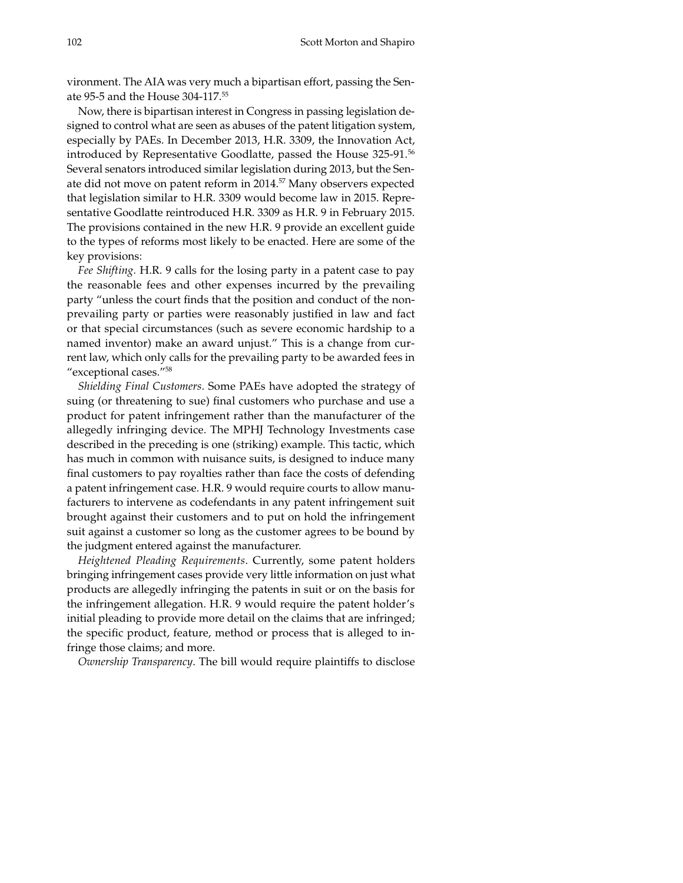vironment. The AIA was very much a bipartisan effort, passing the Senate 95-5 and the House 304-117.[55]

Now, there is bipartisan interest in Congress in passing legislation designed to control what are seen as abuses of the patent litigation system, especially by PAEs. In December 2013, H.R. 3309, the Innovation Act, introduced by Representative Goodlatte, passed the House 325-91.[56] Several senators introduced similar legislation during 2013, but the Senate did not move on patent reform in 2014.[57] Many observers expected that legislation similar to H.R. 3309 would become law in 2015. Representative Goodlatte reintroduced H.R. 3309 as H.R. 9 in February 2015. The provisions contained in the new H.R. 9 provide an excellent guide to the types of reforms most likely to be enacted. Here are some of the key provisions:

*Fee Shifting.* H.R. 9 calls for the losing party in a patent case to pay the reasonable fees and other expenses incurred by the prevailing party "unless the court finds that the position and conduct of the nonprevailing party or parties were reasonably justified in law and fact or that special circumstances (such as severe economic hardship to a named inventor) make an award unjust." This is a change from current law, which only calls for the prevailing party to be awarded fees in "exceptional cases."[58]

*Shielding Final Customers*. Some PAEs have adopted the strategy of suing (or threatening to sue) final customers who purchase and use a product for patent infringement rather than the manufacturer of the allegedly infringing device. The MPHJ Technology Investments case described in the preceding is one (striking) example. This tactic, which has much in common with nuisance suits, is designed to induce many final customers to pay royalties rather than face the costs of defending a patent infringement case. H.R. 9 would require courts to allow manufacturers to intervene as codefendants in any patent infringement suit brought against their customers and to put on hold the infringement suit against a customer so long as the customer agrees to be bound by the judgment entered against the manufacturer.

*Heightened Pleading Requirements*. Currently, some patent holders bringing infringement cases provide very little information on just what products are allegedly infringing the patents in suit or on the basis for the infringement allegation. H.R. 9 would require the patent holder's initial pleading to provide more detail on the claims that are infringed; the specific product, feature, method or process that is alleged to infringe those claims; and more.

*Ownership Transparency*. The bill would require plaintiffs to disclose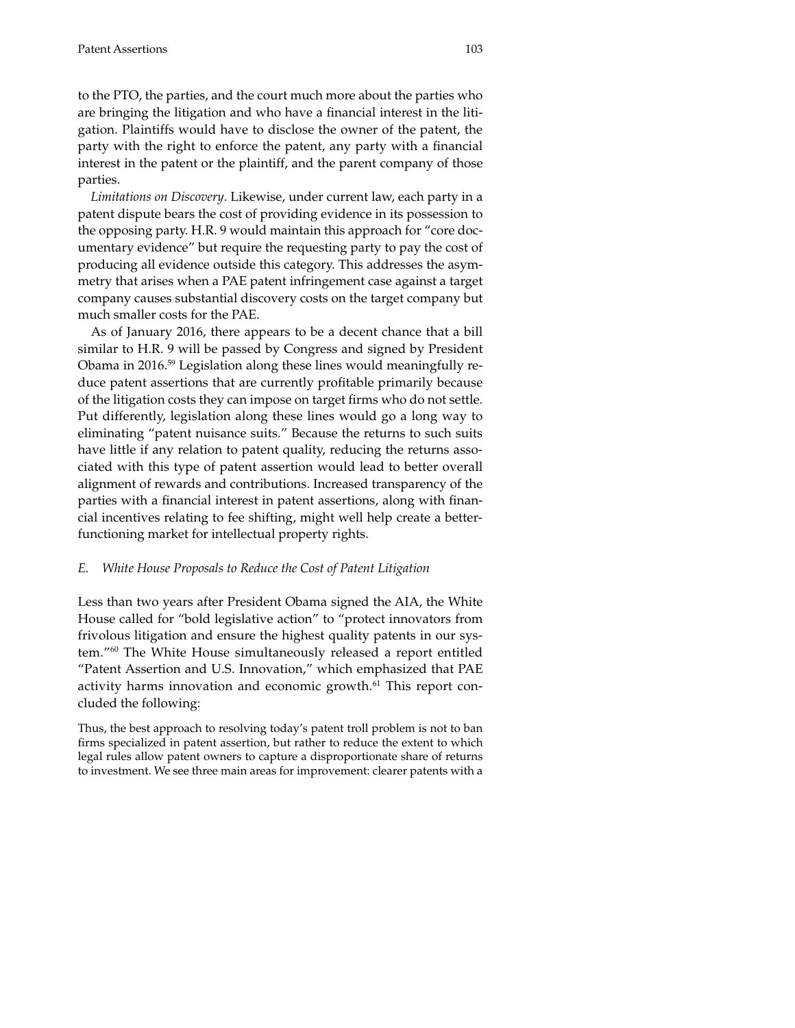to the PTO, the parties, and the court much more about the parties who are bringing the litigation and who have a financial interest in the litigation. Plaintiffs would have to disclose the owner of the patent, the party with the right to enforce the patent, any party with a financial interest in the patent or the plaintiff, and the parent company of those parties.

*Limitations on Discovery*. Likewise, under current law, each party in a patent dispute bears the cost of providing evidence in its possession to the opposing party. H.R. 9 would maintain this approach for "core documentary evidence" but require the requesting party to pay the cost of producing all evidence outside this category. This addresses the asymmetry that arises when a PAE patent infringement case against a target company causes substantial discovery costs on the target company but much smaller costs for the PAE.

As of January 2016, there appears to be a decent chance that a bill similar to H.R. 9 will be passed by Congress and signed by President Obama in 2016.[59] Legislation along these lines would meaningfully reduce patent assertions that are currently profitable primarily because of the litigation costs they can impose on target firms who do not settle. Put differently, legislation along these lines would go a long way to eliminating "patent nuisance suits." Because the returns to such suits have little if any relation to patent quality, reducing the returns associated with this type of patent assertion would lead to better overall alignment of rewards and contributions. Increased transparency of the parties with a financial interest in patent assertions, along with financial incentives relating to fee shifting, might well help create a better-functioning market for intellectual property rights.

### *E. White House Proposals to Reduce the Cost of Patent Litigation*

Less than two years after President Obama signed the AIA, the White House called for "bold legislative action" to "protect innovators from frivolous litigation and ensure the highest quality patents in our system."[60] The White House simultaneously released a report entitled "Patent Assertion and U.S. Innovation," which emphasized that PAE activity harms innovation and economic growth.[61] This report concluded the following:

> Thus, the best approach to resolving today's patent troll problem is not to ban firms specialized in patent assertion, but rather to reduce the extent to which legal rules allow patent owners to capture a disproportionate share of returns to investment. We see three main areas for improvement: clearer patents with a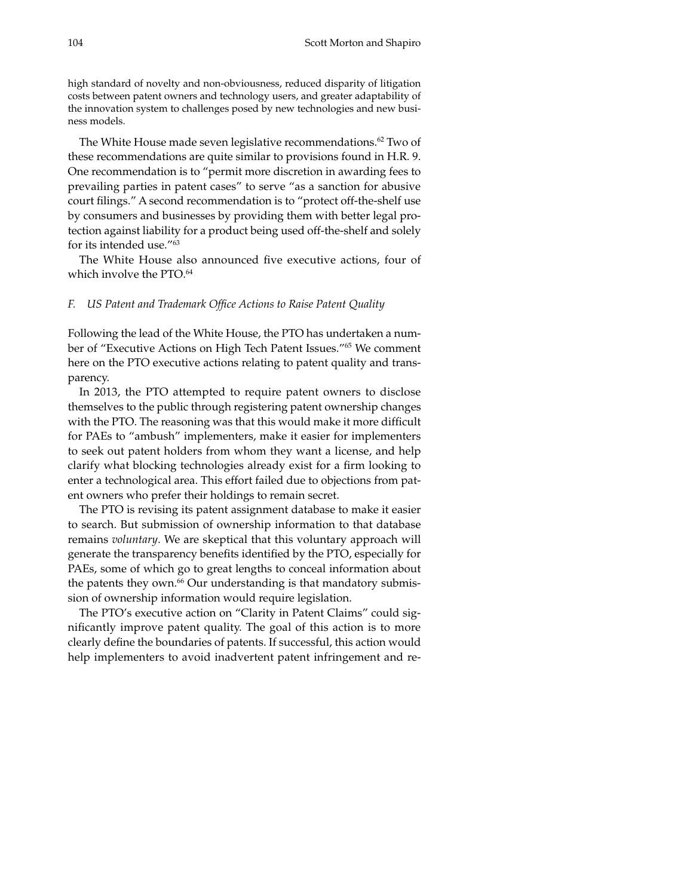high standard of novelty and non-obviousness, reduced disparity of litigation costs between patent owners and technology users, and greater adaptability of the innovation system to challenges posed by new technologies and new business models.

The White House made seven legislative recommendations.[62] Two of these recommendations are quite similar to provisions found in H.R. 9. One recommendation is to "permit more discretion in awarding fees to prevailing parties in patent cases" to serve "as a sanction for abusive court filings." A second recommendation is to "protect off-the-shelf use by consumers and businesses by providing them with better legal protection against liability for a product being used off-the-shelf and solely for its intended use."[63]

The White House also announced five executive actions, four of which involve the PTO.[64]

### *F. US Patent and Trademark Office Actions to Raise Patent Quality*

Following the lead of the White House, the PTO has undertaken a number of "Executive Actions on High Tech Patent Issues."[65] We comment here on the PTO executive actions relating to patent quality and transparency.

In 2013, the PTO attempted to require patent owners to disclose themselves to the public through registering patent ownership changes with the PTO. The reasoning was that this would make it more difficult for PAEs to "ambush" implementers, make it easier for implementers to seek out patent holders from whom they want a license, and help clarify what blocking technologies already exist for a firm looking to enter a technological area. This effort failed due to objections from patent owners who prefer their holdings to remain secret.

The PTO is revising its patent assignment database to make it easier to search. But submission of ownership information to that database remains *voluntary*. We are skeptical that this voluntary approach will generate the transparency benefits identified by the PTO, especially for PAEs, some of which go to great lengths to conceal information about the patents they own.[66] Our understanding is that mandatory submission of ownership information would require legislation.

The PTO's executive action on "Clarity in Patent Claims" could significantly improve patent quality. The goal of this action is to more clearly define the boundaries of patents. If successful, this action would help implementers to avoid inadvertent patent infringement and re-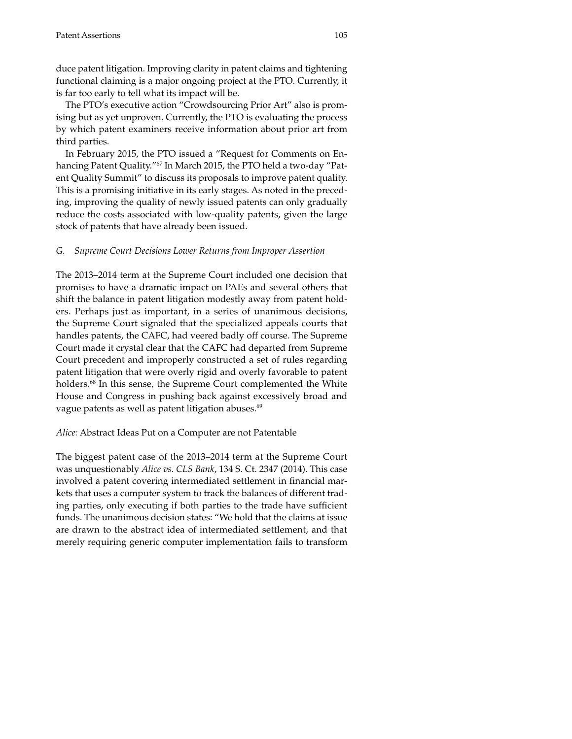duce patent litigation. Improving clarity in patent claims and tightening functional claiming is a major ongoing project at the PTO. Currently, it is far too early to tell what its impact will be.

The PTO's executive action "Crowdsourcing Prior Art" also is promising but as yet unproven. Currently, the PTO is evaluating the process by which patent examiners receive information about prior art from third parties.

In February 2015, the PTO issued a "Request for Comments on Enhancing Patent Quality."[67] In March 2015, the PTO held a two-day "Patent Quality Summit" to discuss its proposals to improve patent quality. This is a promising initiative in its early stages. As noted in the preceding, improving the quality of newly issued patents can only gradually reduce the costs associated with low-quality patents, given the large stock of patents that have already been issued.

### *G. Supreme Court Decisions Lower Returns from Improper Assertion*

The 2013–2014 term at the Supreme Court included one decision that promises to have a dramatic impact on PAEs and several others that shift the balance in patent litigation modestly away from patent holders. Perhaps just as important, in a series of unanimous decisions, the Supreme Court signaled that the specialized appeals courts that handles patents, the CAFC, had veered badly off course. The Supreme Court made it crystal clear that the CAFC had departed from Supreme Court precedent and improperly constructed a set of rules regarding patent litigation that were overly rigid and overly favorable to patent holders.[68] In this sense, the Supreme Court complemented the White House and Congress in pushing back against excessively broad and vague patents as well as patent litigation abuses.[69]

#### *Alice:* Abstract Ideas Put on a Computer are not Patentable

The biggest patent case of the 2013–2014 term at the Supreme Court was unquestionably *Alice vs. CLS Bank*, 134 S. Ct. 2347 (2014). This case involved a patent covering intermediated settlement in financial markets that uses a computer system to track the balances of different trading parties, only executing if both parties to the trade have sufficient funds. The unanimous decision states: "We hold that the claims at issue are drawn to the abstract idea of intermediated settlement, and that merely requiring generic computer implementation fails to transform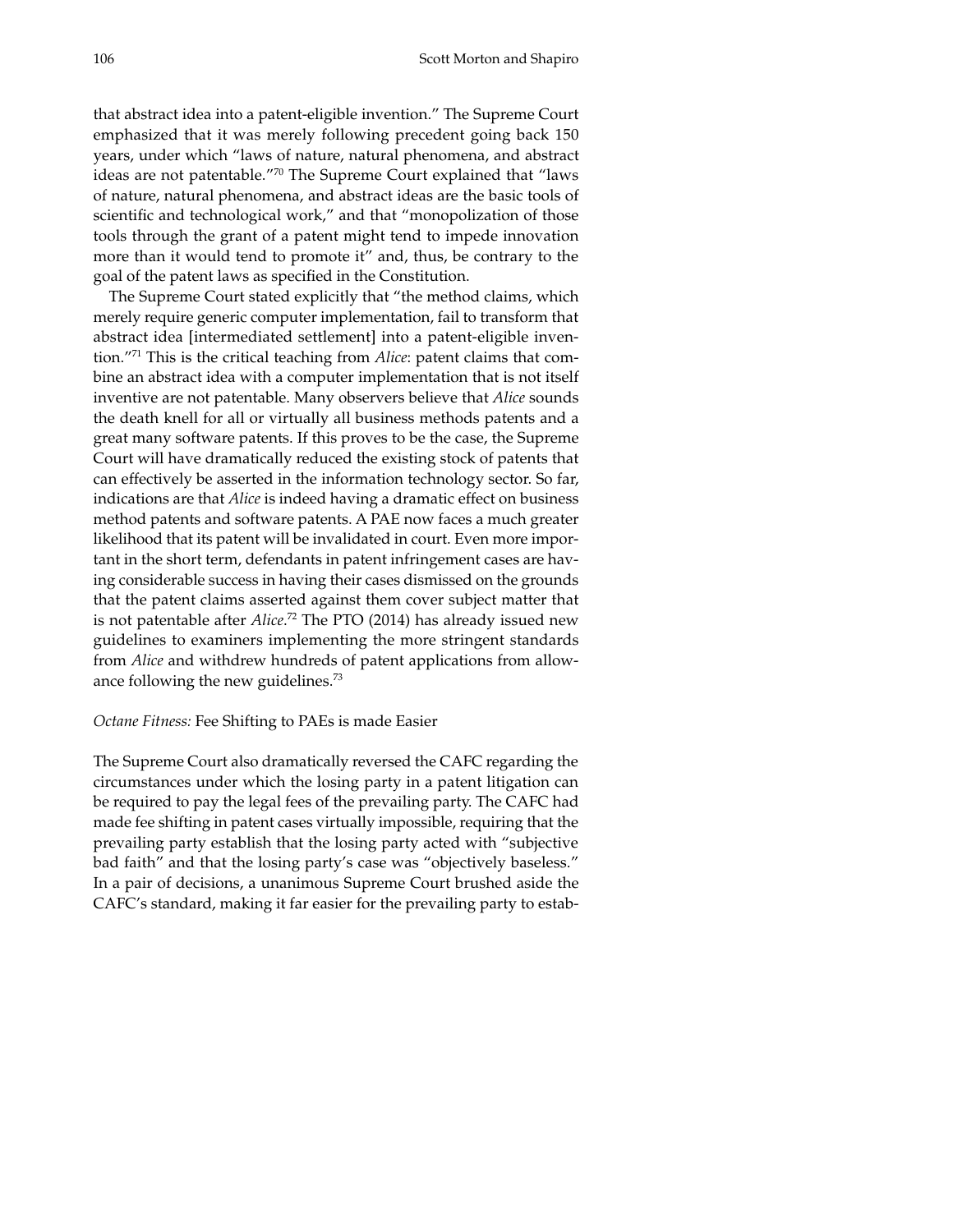that abstract idea into a patent-eligible invention." The Supreme Court emphasized that it was merely following precedent going back 150 years, under which "laws of nature, natural phenomena, and abstract ideas are not patentable."[70] The Supreme Court explained that "laws of nature, natural phenomena, and abstract ideas are the basic tools of scientific and technological work," and that "monopolization of those tools through the grant of a patent might tend to impede innovation more than it would tend to promote it" and, thus, be contrary to the goal of the patent laws as specified in the Constitution.

The Supreme Court stated explicitly that "the method claims, which merely require generic computer implementation, fail to transform that abstract idea [intermediated settlement] into a patent-eligible invention."[71] This is the critical teaching from *Alice*: patent claims that combine an abstract idea with a computer implementation that is not itself inventive are not patentable. Many observers believe that *Alice* sounds the death knell for all or virtually all business methods patents and a great many software patents. If this proves to be the case, the Supreme Court will have dramatically reduced the existing stock of patents that can effectively be asserted in the information technology sector. So far, indications are that *Alice* is indeed having a dramatic effect on business method patents and software patents. A PAE now faces a much greater likelihood that its patent will be invalidated in court. Even more important in the short term, defendants in patent infringement cases are having considerable success in having their cases dismissed on the grounds that the patent claims asserted against them cover subject matter that is not patentable after *Alice*.[72] The PTO (2014) has already issued new guidelines to examiners implementing the more stringent standards from *Alice* and withdrew hundreds of patent applications from allowance following the new guidelines.[73]

*Octane Fitness:* Fee Shifting to PAEs is made Easier

The Supreme Court also dramatically reversed the CAFC regarding the circumstances under which the losing party in a patent litigation can be required to pay the legal fees of the prevailing party. The CAFC had made fee shifting in patent cases virtually impossible, requiring that the prevailing party establish that the losing party acted with "subjective bad faith" and that the losing party's case was "objectively baseless." In a pair of decisions, a unanimous Supreme Court brushed aside the CAFC's standard, making it far easier for the prevailing party to estab-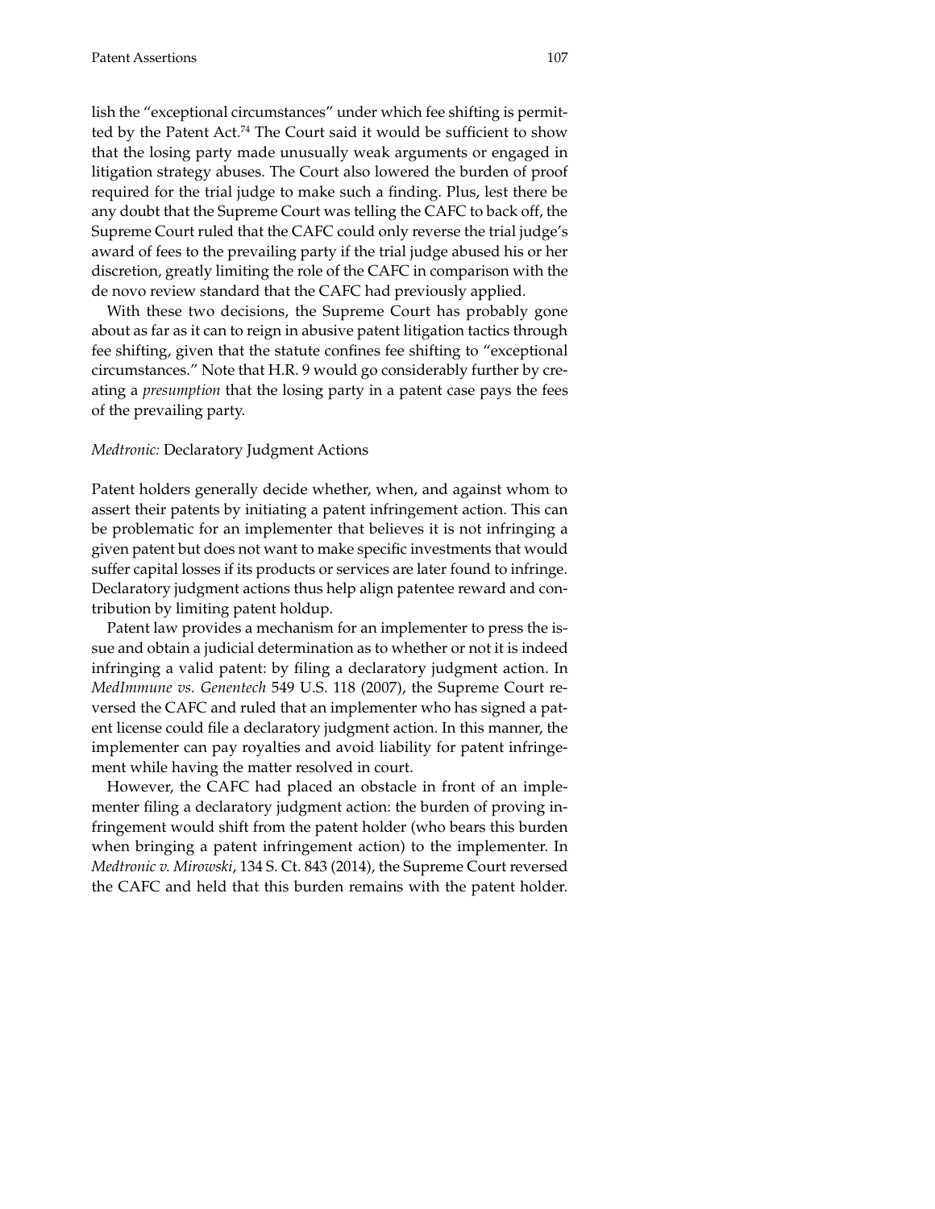lish the "exceptional circumstances" under which fee shifting is permitted by the Patent Act.[74] The Court said it would be sufficient to show that the losing party made unusually weak arguments or engaged in litigation strategy abuses. The Court also lowered the burden of proof required for the trial judge to make such a finding. Plus, lest there be any doubt that the Supreme Court was telling the CAFC to back off, the Supreme Court ruled that the CAFC could only reverse the trial judge's award of fees to the prevailing party if the trial judge abused his or her discretion, greatly limiting the role of the CAFC in comparison with the de novo review standard that the CAFC had previously applied.

With these two decisions, the Supreme Court has probably gone about as far as it can to reign in abusive patent litigation tactics through fee shifting, given that the statute confines fee shifting to "exceptional circumstances." Note that H.R. 9 would go considerably further by creating a *presumption* that the losing party in a patent case pays the fees of the prevailing party.

### *Medtronic:* Declaratory Judgment Actions

Patent holders generally decide whether, when, and against whom to assert their patents by initiating a patent infringement action. This can be problematic for an implementer that believes it is not infringing a given patent but does not want to make specific investments that would suffer capital losses if its products or services are later found to infringe. Declaratory judgment actions thus help align patentee reward and contribution by limiting patent holdup.

Patent law provides a mechanism for an implementer to press the issue and obtain a judicial determination as to whether or not it is indeed infringing a valid patent: by filing a declaratory judgment action. In *MedImmune vs. Genentech* 549 U.S. 118 (2007), the Supreme Court reversed the CAFC and ruled that an implementer who has signed a patent license could file a declaratory judgment action. In this manner, the implementer can pay royalties and avoid liability for patent infringement while having the matter resolved in court.

However, the CAFC had placed an obstacle in front of an implementer filing a declaratory judgment action: the burden of proving infringement would shift from the patent holder (who bears this burden when bringing a patent infringement action) to the implementer. In *Medtronic v. Mirowski*, 134 S. Ct. 843 (2014), the Supreme Court reversed the CAFC and held that this burden remains with the patent holder.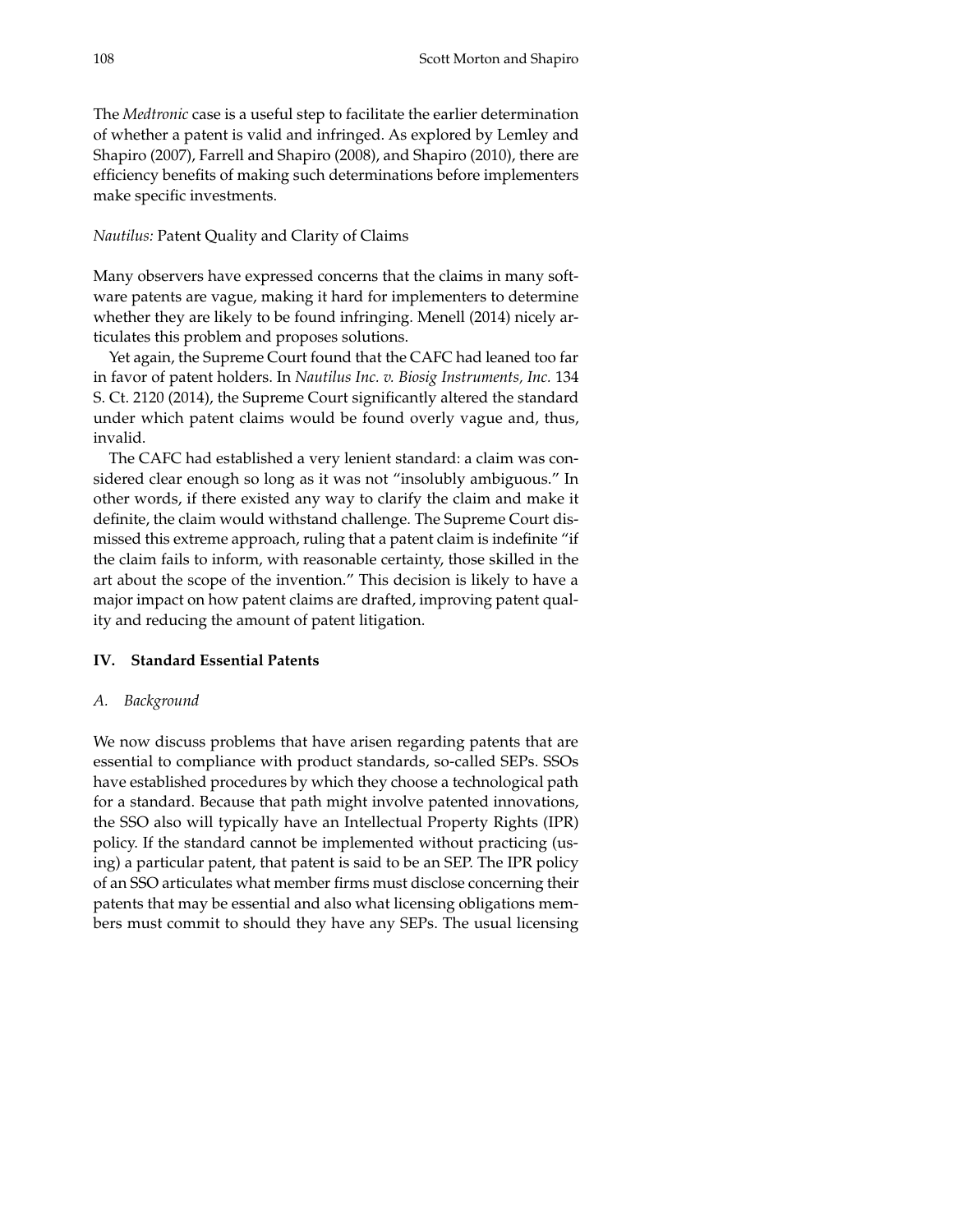The *Medtronic* case is a useful step to facilitate the earlier determination of whether a patent is valid and infringed. As explored by Lemley and Shapiro (2007), Farrell and Shapiro (2008), and Shapiro (2010), there are efficiency benefits of making such determinations before implementers make specific investments.

*Nautilus:* Patent Quality and Clarity of Claims

Many observers have expressed concerns that the claims in many software patents are vague, making it hard for implementers to determine whether they are likely to be found infringing. Menell (2014) nicely articulates this problem and proposes solutions.

Yet again, the Supreme Court found that the CAFC had leaned too far in favor of patent holders. In *Nautilus Inc. v. Biosig Instruments, Inc.* 134 S. Ct. 2120 (2014), the Supreme Court significantly altered the standard under which patent claims would be found overly vague and, thus, invalid.

The CAFC had established a very lenient standard: a claim was considered clear enough so long as it was not "insolubly ambiguous." In other words, if there existed any way to clarify the claim and make it definite, the claim would withstand challenge. The Supreme Court dismissed this extreme approach, ruling that a patent claim is indefinite "if the claim fails to inform, with reasonable certainty, those skilled in the art about the scope of the invention." This decision is likely to have a major impact on how patent claims are drafted, improving patent quality and reducing the amount of patent litigation.

## IV. Standard Essential Patents

### *A. Background*

We now discuss problems that have arisen regarding patents that are essential to compliance with product standards, so-called SEPs. SSOs have established procedures by which they choose a technological path for a standard. Because that path might involve patented innovations, the SSO also will typically have an Intellectual Property Rights (IPR) policy. If the standard cannot be implemented without practicing (using) a particular patent, that patent is said to be an SEP. The IPR policy of an SSO articulates what member firms must disclose concerning their patents that may be essential and also what licensing obligations members must commit to should they have any SEPs. The usual licensing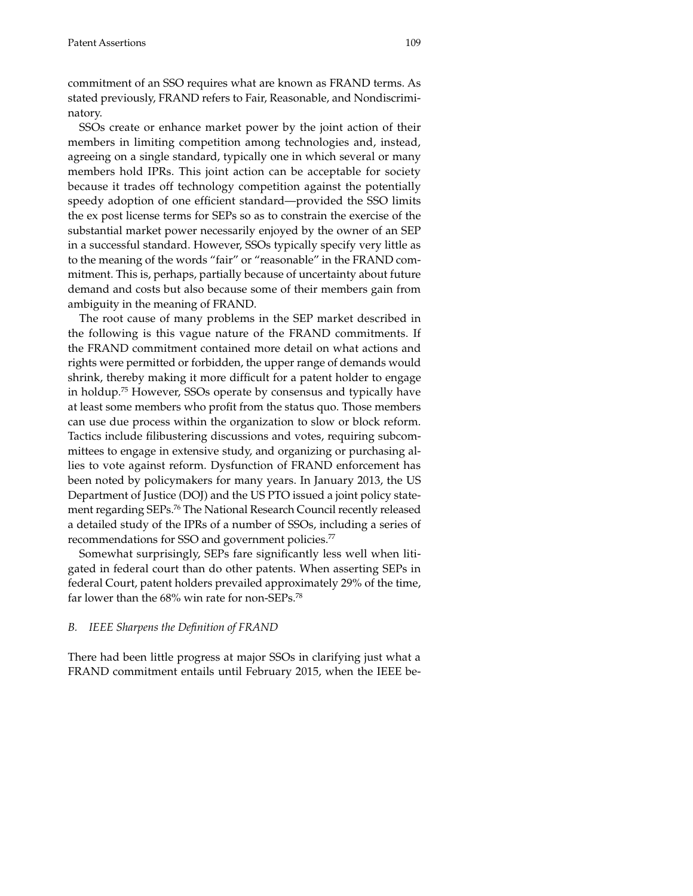commitment of an SSO requires what are known as FRAND terms. As stated previously, FRAND refers to Fair, Reasonable, and Nondiscriminatory.

SSOs create or enhance market power by the joint action of their members in limiting competition among technologies and, instead, agreeing on a single standard, typically one in which several or many members hold IPRs. This joint action can be acceptable for society because it trades off technology competition against the potentially speedy adoption of one efficient standard—provided the SSO limits the ex post license terms for SEPs so as to constrain the exercise of the substantial market power necessarily enjoyed by the owner of an SEP in a successful standard. However, SSOs typically specify very little as to the meaning of the words "fair" or "reasonable" in the FRAND commitment. This is, perhaps, partially because of uncertainty about future demand and costs but also because some of their members gain from ambiguity in the meaning of FRAND.

The root cause of many problems in the SEP market described in the following is this vague nature of the FRAND commitments. If the FRAND commitment contained more detail on what actions and rights were permitted or forbidden, the upper range of demands would shrink, thereby making it more difficult for a patent holder to engage in holdup.[75] However, SSOs operate by consensus and typically have at least some members who profit from the status quo. Those members can use due process within the organization to slow or block reform. Tactics include filibustering discussions and votes, requiring subcommittees to engage in extensive study, and organizing or purchasing allies to vote against reform. Dysfunction of FRAND enforcement has been noted by policymakers for many years. In January 2013, the US Department of Justice (DOJ) and the US PTO issued a joint policy statement regarding SEPs.[76] The National Research Council recently released a detailed study of the IPRs of a number of SSOs, including a series of recommendations for SSO and government policies.[77]

Somewhat surprisingly, SEPs fare significantly less well when litigated in federal court than do other patents. When asserting SEPs in federal Court, patent holders prevailed approximately 29% of the time, far lower than the 68% win rate for non-SEPs.[78]

### *B. IEEE Sharpens the Definition of FRAND*

There had been little progress at major SSOs in clarifying just what a FRAND commitment entails until February 2015, when the IEEE be-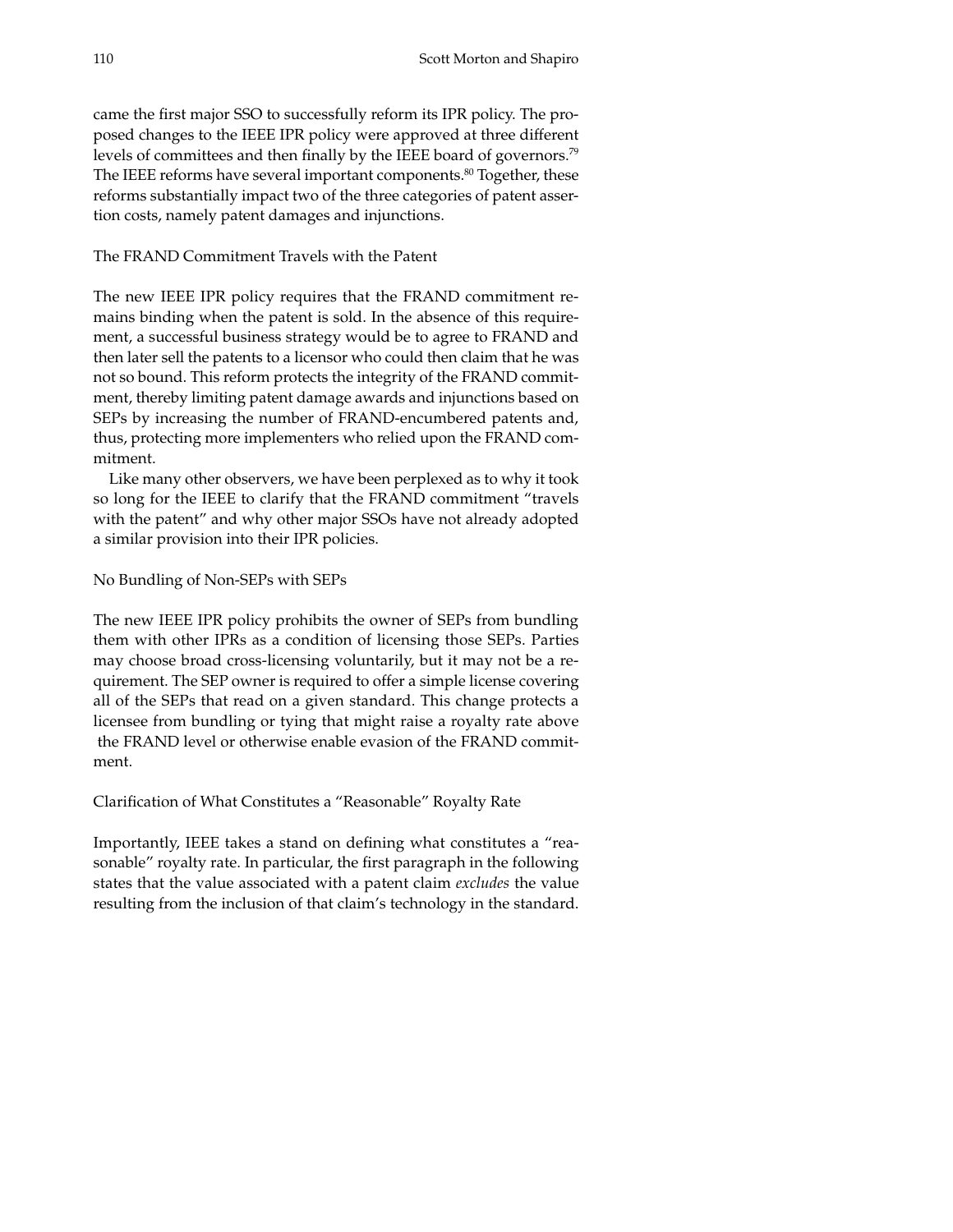came the first major SSO to successfully reform its IPR policy. The proposed changes to the IEEE IPR policy were approved at three different levels of committees and then finally by the IEEE board of governors.[79] The IEEE reforms have several important components.[80] Together, these reforms substantially impact two of the three categories of patent assertion costs, namely patent damages and injunctions.

### The FRAND Commitment Travels with the Patent

The new IEEE IPR policy requires that the FRAND commitment remains binding when the patent is sold. In the absence of this requirement, a successful business strategy would be to agree to FRAND and then later sell the patents to a licensor who could then claim that he was not so bound. This reform protects the integrity of the FRAND commitment, thereby limiting patent damage awards and injunctions based on SEPs by increasing the number of FRAND-encumbered patents and, thus, protecting more implementers who relied upon the FRAND commitment.

Like many other observers, we have been perplexed as to why it took so long for the IEEE to clarify that the FRAND commitment "travels with the patent" and why other major SSOs have not already adopted a similar provision into their IPR policies.

### No Bundling of Non-SEPs with SEPs

The new IEEE IPR policy prohibits the owner of SEPs from bundling them with other IPRs as a condition of licensing those SEPs. Parties may choose broad cross-licensing voluntarily, but it may not be a requirement. The SEP owner is required to offer a simple license covering all of the SEPs that read on a given standard. This change protects a licensee from bundling or tying that might raise a royalty rate above the FRAND level or otherwise enable evasion of the FRAND commitment.

### Clarification of What Constitutes a "Reasonable" Royalty Rate

Importantly, IEEE takes a stand on defining what constitutes a "reasonable" royalty rate. In particular, the first paragraph in the following states that the value associated with a patent claim *excludes* the value resulting from the inclusion of that claim's technology in the standard.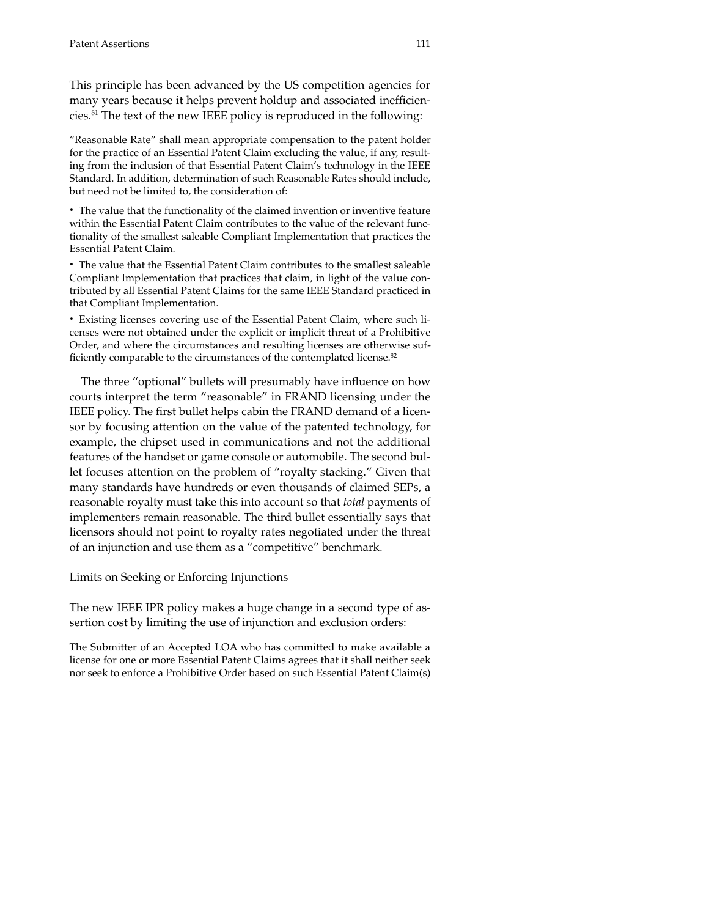This principle has been advanced by the US competition agencies for many years because it helps prevent holdup and associated inefficiencies.[81] The text of the new IEEE policy is reproduced in the following:

> "Reasonable Rate" shall mean appropriate compensation to the patent holder for the practice of an Essential Patent Claim excluding the value, if any, resulting from the inclusion of that Essential Patent Claim's technology in the IEEE Standard. In addition, determination of such Reasonable Rates should include, but need not be limited to, the consideration of:
>
> • The value that the functionality of the claimed invention or inventive feature within the Essential Patent Claim contributes to the value of the relevant functionality of the smallest saleable Compliant Implementation that practices the Essential Patent Claim.
>
> • The value that the Essential Patent Claim contributes to the smallest saleable Compliant Implementation that practices that claim, in light of the value contributed by all Essential Patent Claims for the same IEEE Standard practiced in that Compliant Implementation.
>
> • Existing licenses covering use of the Essential Patent Claim, where such licenses were not obtained under the explicit or implicit threat of a Prohibitive Order, and where the circumstances and resulting licenses are otherwise sufficiently comparable to the circumstances of the contemplated license.[82]

The three "optional" bullets will presumably have influence on how courts interpret the term "reasonable" in FRAND licensing under the IEEE policy. The first bullet helps cabin the FRAND demand of a licensor by focusing attention on the value of the patented technology, for example, the chipset used in communications and not the additional features of the handset or game console or automobile. The second bullet focuses attention on the problem of "royalty stacking." Given that many standards have hundreds or even thousands of claimed SEPs, a reasonable royalty must take this into account so that *total* payments of implementers remain reasonable. The third bullet essentially says that licensors should not point to royalty rates negotiated under the threat of an injunction and use them as a "competitive" benchmark.

## Limits on Seeking or Enforcing Injunctions

The new IEEE IPR policy makes a huge change in a second type of assertion cost by limiting the use of injunction and exclusion orders:

> The Submitter of an Accepted LOA who has committed to make available a license for one or more Essential Patent Claims agrees that it shall neither seek nor seek to enforce a Prohibitive Order based on such Essential Patent Claim(s)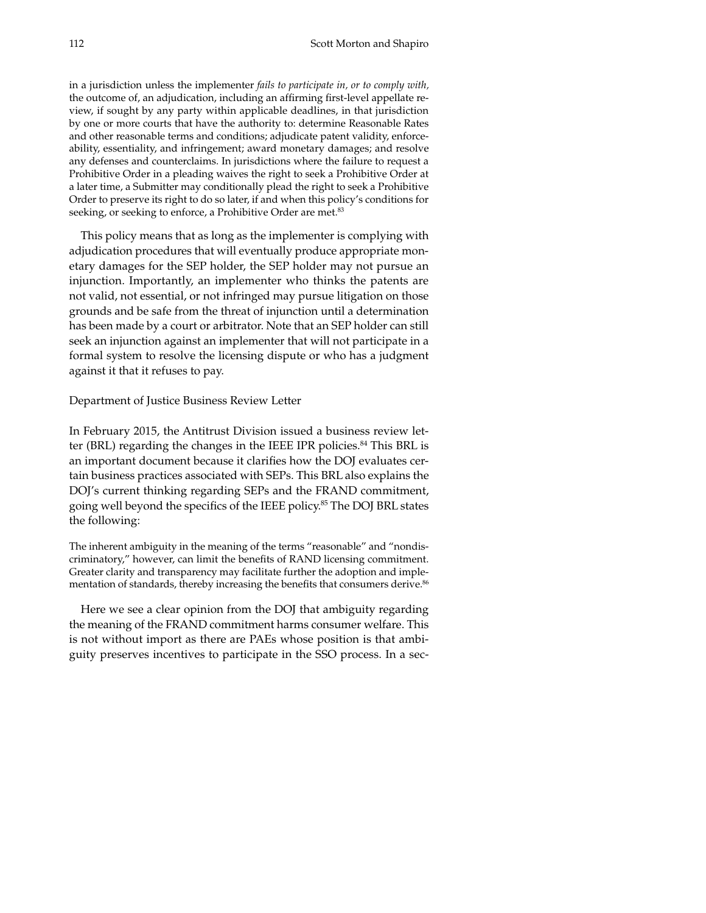in a jurisdiction unless the implementer *fails to participate in, or to comply with,* the outcome of, an adjudication, including an affirming first-level appellate review, if sought by any party within applicable deadlines, in that jurisdiction by one or more courts that have the authority to: determine Reasonable Rates and other reasonable terms and conditions; adjudicate patent validity, enforceability, essentiality, and infringement; award monetary damages; and resolve any defenses and counterclaims. In jurisdictions where the failure to request a Prohibitive Order in a pleading waives the right to seek a Prohibitive Order at a later time, a Submitter may conditionally plead the right to seek a Prohibitive Order to preserve its right to do so later, if and when this policy's conditions for seeking, or seeking to enforce, a Prohibitive Order are met.[83]

This policy means that as long as the implementer is complying with adjudication procedures that will eventually produce appropriate monetary damages for the SEP holder, the SEP holder may not pursue an injunction. Importantly, an implementer who thinks the patents are not valid, not essential, or not infringed may pursue litigation on those grounds and be safe from the threat of injunction until a determination has been made by a court or arbitrator. Note that an SEP holder can still seek an injunction against an implementer that will not participate in a formal system to resolve the licensing dispute or who has a judgment against it that it refuses to pay.

### Department of Justice Business Review Letter

In February 2015, the Antitrust Division issued a business review letter (BRL) regarding the changes in the IEEE IPR policies.[84] This BRL is an important document because it clarifies how the DOJ evaluates certain business practices associated with SEPs. This BRL also explains the DOJ's current thinking regarding SEPs and the FRAND commitment, going well beyond the specifics of the IEEE policy.[85] The DOJ BRL states the following:

> The inherent ambiguity in the meaning of the terms "reasonable" and "nondiscriminatory," however, can limit the benefits of RAND licensing commitment. Greater clarity and transparency may facilitate further the adoption and implementation of standards, thereby increasing the benefits that consumers derive.[86]

Here we see a clear opinion from the DOJ that ambiguity regarding the meaning of the FRAND commitment harms consumer welfare. This is not without import as there are PAEs whose position is that ambiguity preserves incentives to participate in the SSO process. In a sec-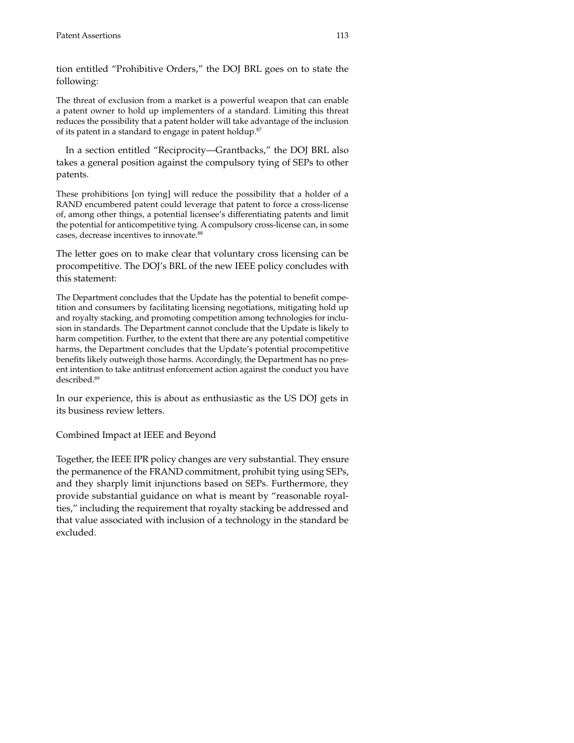tion entitled "Prohibitive Orders," the DOJ BRL goes on to state the following:

> The threat of exclusion from a market is a powerful weapon that can enable a patent owner to hold up implementers of a standard. Limiting this threat reduces the possibility that a patent holder will take advantage of the inclusion of its patent in a standard to engage in patent holdup.[87]

In a section entitled "Reciprocity—Grantbacks," the DOJ BRL also takes a general position against the compulsory tying of SEPs to other patents.

> These prohibitions [on tying] will reduce the possibility that a holder of a RAND encumbered patent could leverage that patent to force a cross-license of, among other things, a potential licensee's differentiating patents and limit the potential for anticompetitive tying. A compulsory cross-license can, in some cases, decrease incentives to innovate.[88]

The letter goes on to make clear that voluntary cross licensing can be procompetitive. The DOJ's BRL of the new IEEE policy concludes with this statement:

> The Department concludes that the Update has the potential to benefit competition and consumers by facilitating licensing negotiations, mitigating hold up and royalty stacking, and promoting competition among technologies for inclusion in standards. The Department cannot conclude that the Update is likely to harm competition. Further, to the extent that there are any potential competitive harms, the Department concludes that the Update's potential procompetitive benefits likely outweigh those harms. Accordingly, the Department has no present intention to take antitrust enforcement action against the conduct you have described.[89]

In our experience, this is about as enthusiastic as the US DOJ gets in its business review letters.

### Combined Impact at IEEE and Beyond

Together, the IEEE IPR policy changes are very substantial. They ensure the permanence of the FRAND commitment, prohibit tying using SEPs, and they sharply limit injunctions based on SEPs. Furthermore, they provide substantial guidance on what is meant by "reasonable royalties," including the requirement that royalty stacking be addressed and that value associated with inclusion of a technology in the standard be excluded.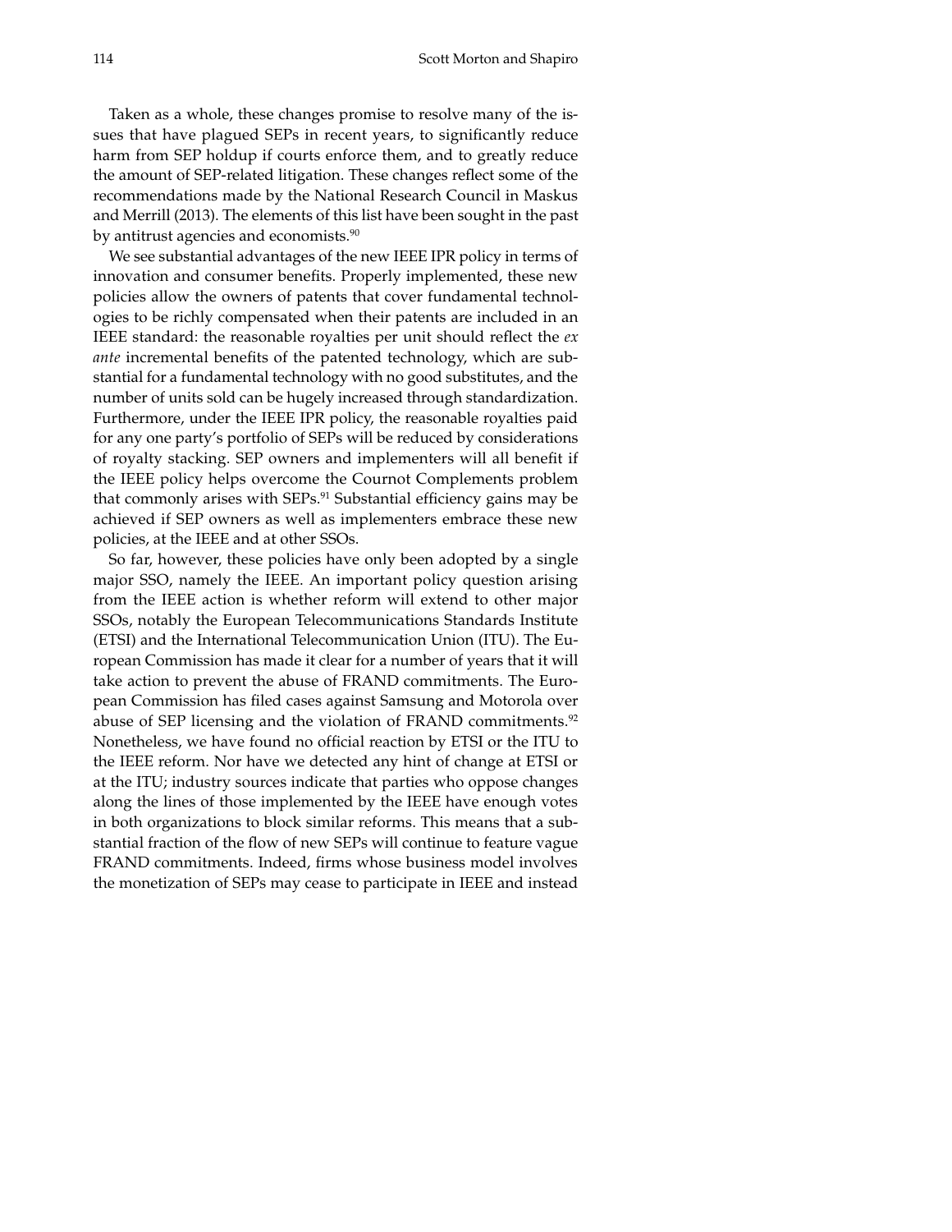Taken as a whole, these changes promise to resolve many of the issues that have plagued SEPs in recent years, to significantly reduce harm from SEP holdup if courts enforce them, and to greatly reduce the amount of SEP-related litigation. These changes reflect some of the recommendations made by the National Research Council in Maskus and Merrill (2013). The elements of this list have been sought in the past by antitrust agencies and economists.[90]

We see substantial advantages of the new IEEE IPR policy in terms of innovation and consumer benefits. Properly implemented, these new policies allow the owners of patents that cover fundamental technologies to be richly compensated when their patents are included in an IEEE standard: the reasonable royalties per unit should reflect the *ex ante* incremental benefits of the patented technology, which are substantial for a fundamental technology with no good substitutes, and the number of units sold can be hugely increased through standardization. Furthermore, under the IEEE IPR policy, the reasonable royalties paid for any one party's portfolio of SEPs will be reduced by considerations of royalty stacking. SEP owners and implementers will all benefit if the IEEE policy helps overcome the Cournot Complements problem that commonly arises with SEPs.[91] Substantial efficiency gains may be achieved if SEP owners as well as implementers embrace these new policies, at the IEEE and at other SSOs.

So far, however, these policies have only been adopted by a single major SSO, namely the IEEE. An important policy question arising from the IEEE action is whether reform will extend to other major SSOs, notably the European Telecommunications Standards Institute (ETSI) and the International Telecommunication Union (ITU). The European Commission has made it clear for a number of years that it will take action to prevent the abuse of FRAND commitments. The European Commission has filed cases against Samsung and Motorola over abuse of SEP licensing and the violation of FRAND commitments.[92] Nonetheless, we have found no official reaction by ETSI or the ITU to the IEEE reform. Nor have we detected any hint of change at ETSI or at the ITU; industry sources indicate that parties who oppose changes along the lines of those implemented by the IEEE have enough votes in both organizations to block similar reforms. This means that a substantial fraction of the flow of new SEPs will continue to feature vague FRAND commitments. Indeed, firms whose business model involves the monetization of SEPs may cease to participate in IEEE and instead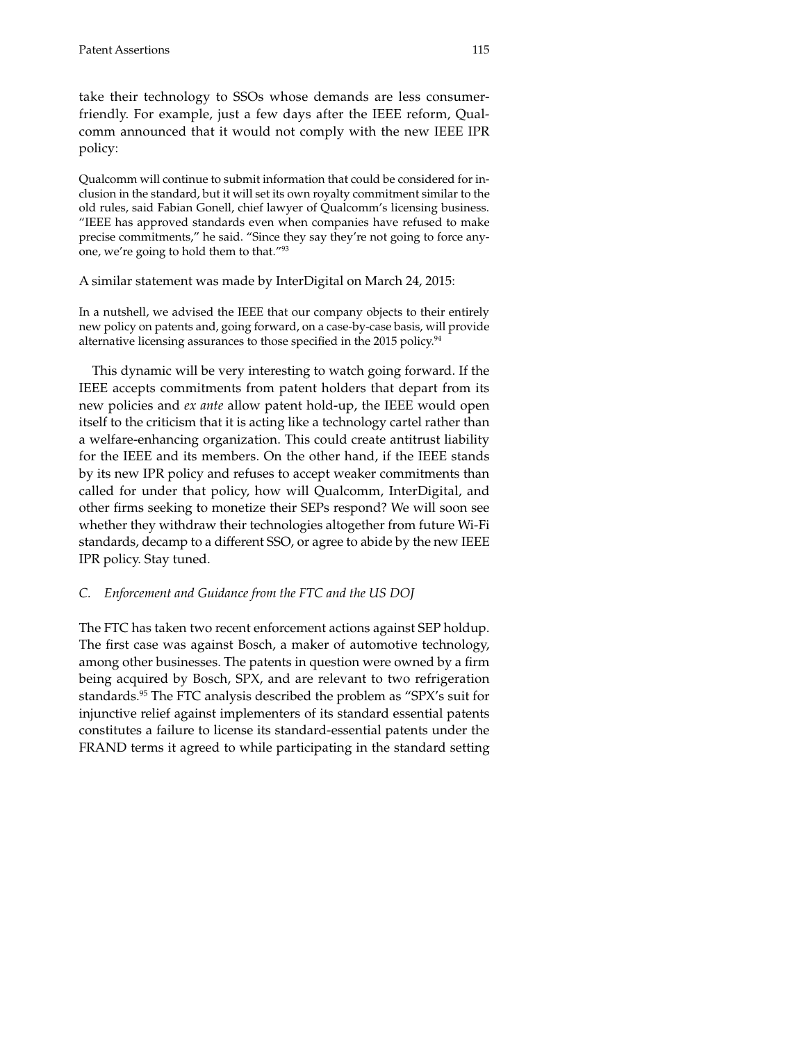take their technology to SSOs whose demands are less consumer-friendly. For example, just a few days after the IEEE reform, Qualcomm announced that it would not comply with the new IEEE IPR policy:

> Qualcomm will continue to submit information that could be considered for inclusion in the standard, but it will set its own royalty commitment similar to the old rules, said Fabian Gonell, chief lawyer of Qualcomm's licensing business. "IEEE has approved standards even when companies have refused to make precise commitments," he said. "Since they say they're not going to force anyone, we're going to hold them to that."[93]

A similar statement was made by InterDigital on March 24, 2015:

> In a nutshell, we advised the IEEE that our company objects to their entirely new policy on patents and, going forward, on a case-by-case basis, will provide alternative licensing assurances to those specified in the 2015 policy.[94]

This dynamic will be very interesting to watch going forward. If the IEEE accepts commitments from patent holders that depart from its new policies and *ex ante* allow patent hold-up, the IEEE would open itself to the criticism that it is acting like a technology cartel rather than a welfare-enhancing organization. This could create antitrust liability for the IEEE and its members. On the other hand, if the IEEE stands by its new IPR policy and refuses to accept weaker commitments than called for under that policy, how will Qualcomm, InterDigital, and other firms seeking to monetize their SEPs respond? We will soon see whether they withdraw their technologies altogether from future Wi-Fi standards, decamp to a different SSO, or agree to abide by the new IEEE IPR policy. Stay tuned.

### *C. Enforcement and Guidance from the FTC and the US DOJ*

The FTC has taken two recent enforcement actions against SEP holdup. The first case was against Bosch, a maker of automotive technology, among other businesses. The patents in question were owned by a firm being acquired by Bosch, SPX, and are relevant to two refrigeration standards.[95] The FTC analysis described the problem as "SPX's suit for injunctive relief against implementers of its standard essential patents constitutes a failure to license its standard-essential patents under the FRAND terms it agreed to while participating in the standard setting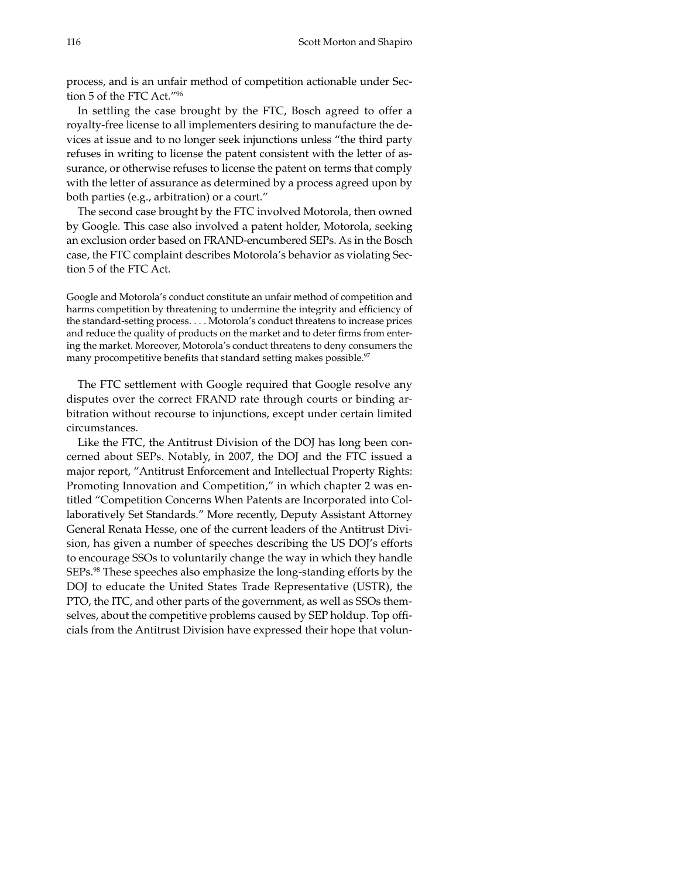process, and is an unfair method of competition actionable under Section 5 of the FTC Act."[96]

In settling the case brought by the FTC, Bosch agreed to offer a royalty-free license to all implementers desiring to manufacture the devices at issue and to no longer seek injunctions unless "the third party refuses in writing to license the patent consistent with the letter of assurance, or otherwise refuses to license the patent on terms that comply with the letter of assurance as determined by a process agreed upon by both parties (e.g., arbitration) or a court."

The second case brought by the FTC involved Motorola, then owned by Google. This case also involved a patent holder, Motorola, seeking an exclusion order based on FRAND-encumbered SEPs. As in the Bosch case, the FTC complaint describes Motorola's behavior as violating Section 5 of the FTC Act.

> Google and Motorola's conduct constitute an unfair method of competition and harms competition by threatening to undermine the integrity and efficiency of the standard-setting process. . . . Motorola's conduct threatens to increase prices and reduce the quality of products on the market and to deter firms from entering the market. Moreover, Motorola's conduct threatens to deny consumers the many procompetitive benefits that standard setting makes possible.[97]

The FTC settlement with Google required that Google resolve any disputes over the correct FRAND rate through courts or binding arbitration without recourse to injunctions, except under certain limited circumstances.

Like the FTC, the Antitrust Division of the DOJ has long been concerned about SEPs. Notably, in 2007, the DOJ and the FTC issued a major report, "Antitrust Enforcement and Intellectual Property Rights: Promoting Innovation and Competition," in which chapter 2 was entitled "Competition Concerns When Patents are Incorporated into Collaboratively Set Standards." More recently, Deputy Assistant Attorney General Renata Hesse, one of the current leaders of the Antitrust Division, has given a number of speeches describing the US DOJ's efforts to encourage SSOs to voluntarily change the way in which they handle SEPs.[98] These speeches also emphasize the long-standing efforts by the DOJ to educate the United States Trade Representative (USTR), the PTO, the ITC, and other parts of the government, as well as SSOs themselves, about the competitive problems caused by SEP holdup. Top officials from the Antitrust Division have expressed their hope that volun-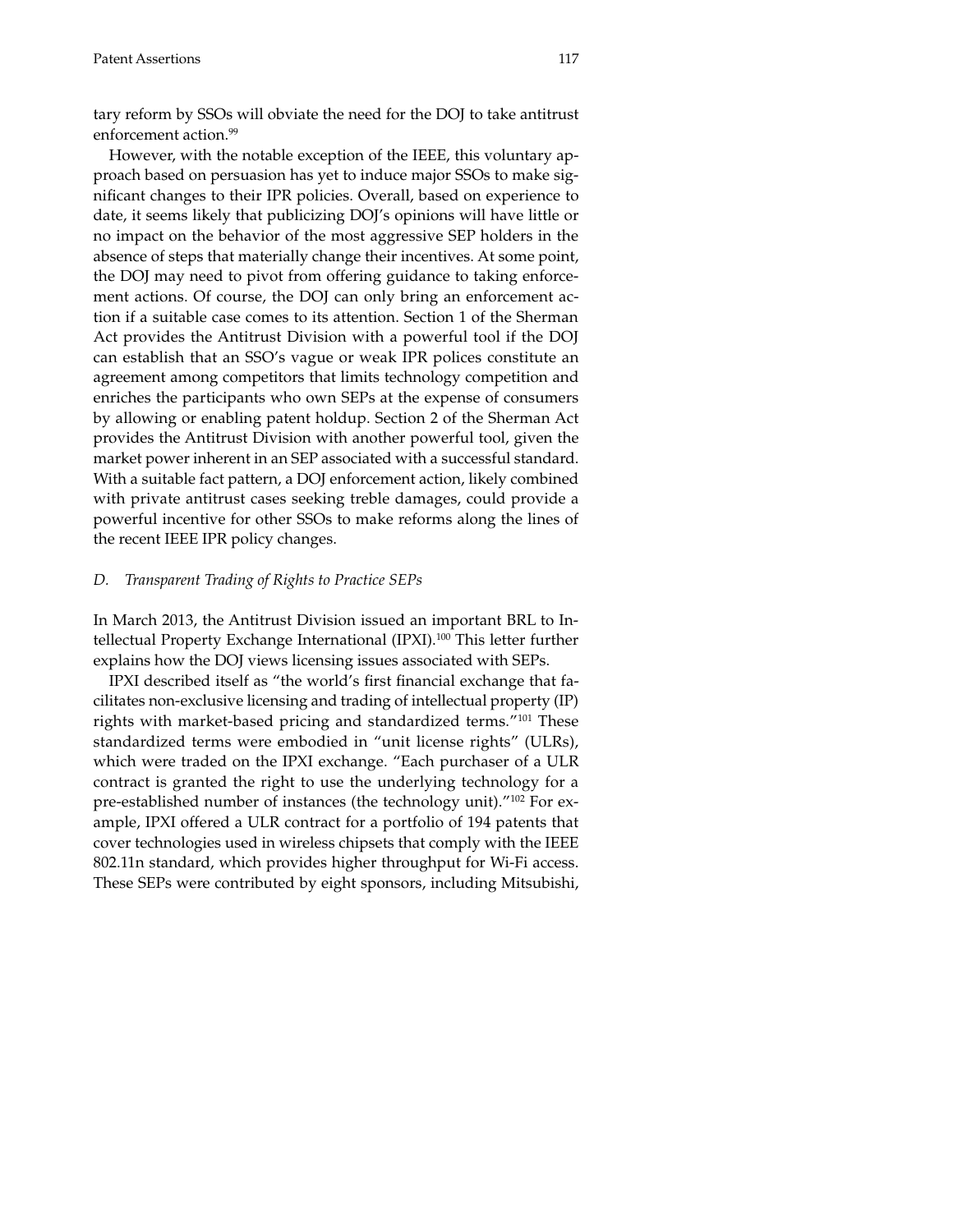tary reform by SSOs will obviate the need for the DOJ to take antitrust enforcement action.[99]

However, with the notable exception of the IEEE, this voluntary approach based on persuasion has yet to induce major SSOs to make significant changes to their IPR policies. Overall, based on experience to date, it seems likely that publicizing DOJ's opinions will have little or no impact on the behavior of the most aggressive SEP holders in the absence of steps that materially change their incentives. At some point, the DOJ may need to pivot from offering guidance to taking enforcement actions. Of course, the DOJ can only bring an enforcement action if a suitable case comes to its attention. Section 1 of the Sherman Act provides the Antitrust Division with a powerful tool if the DOJ can establish that an SSO's vague or weak IPR polices constitute an agreement among competitors that limits technology competition and enriches the participants who own SEPs at the expense of consumers by allowing or enabling patent holdup. Section 2 of the Sherman Act provides the Antitrust Division with another powerful tool, given the market power inherent in an SEP associated with a successful standard. With a suitable fact pattern, a DOJ enforcement action, likely combined with private antitrust cases seeking treble damages, could provide a powerful incentive for other SSOs to make reforms along the lines of the recent IEEE IPR policy changes.

### *D. Transparent Trading of Rights to Practice SEPs*

In March 2013, the Antitrust Division issued an important BRL to Intellectual Property Exchange International (IPXI).[100] This letter further explains how the DOJ views licensing issues associated with SEPs.

IPXI described itself as "the world's first financial exchange that facilitates non-exclusive licensing and trading of intellectual property (IP) rights with market-based pricing and standardized terms."[101] These standardized terms were embodied in "unit license rights" (ULRs), which were traded on the IPXI exchange. "Each purchaser of a ULR contract is granted the right to use the underlying technology for a pre-established number of instances (the technology unit)."[102] For example, IPXI offered a ULR contract for a portfolio of 194 patents that cover technologies used in wireless chipsets that comply with the IEEE 802.11n standard, which provides higher throughput for Wi-Fi access. These SEPs were contributed by eight sponsors, including Mitsubishi,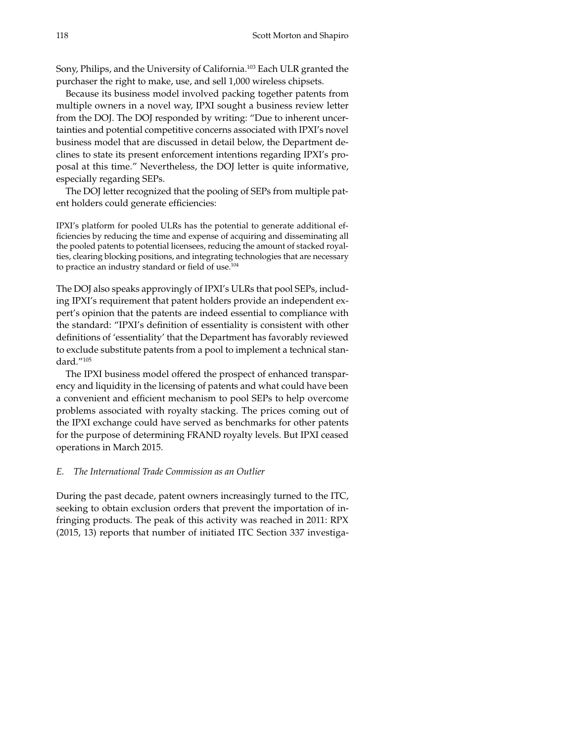Sony, Philips, and the University of California.[103] Each ULR granted the purchaser the right to make, use, and sell 1,000 wireless chipsets.

Because its business model involved packing together patents from multiple owners in a novel way, IPXI sought a business review letter from the DOJ. The DOJ responded by writing: "Due to inherent uncertainties and potential competitive concerns associated with IPXI's novel business model that are discussed in detail below, the Department declines to state its present enforcement intentions regarding IPXI's proposal at this time." Nevertheless, the DOJ letter is quite informative, especially regarding SEPs.

The DOJ letter recognized that the pooling of SEPs from multiple patent holders could generate efficiencies:

> IPXI's platform for pooled ULRs has the potential to generate additional efficiencies by reducing the time and expense of acquiring and disseminating all the pooled patents to potential licensees, reducing the amount of stacked royalties, clearing blocking positions, and integrating technologies that are necessary to practice an industry standard or field of use.[104]

The DOJ also speaks approvingly of IPXI's ULRs that pool SEPs, including IPXI's requirement that patent holders provide an independent expert's opinion that the patents are indeed essential to compliance with the standard: "IPXI's definition of essentiality is consistent with other definitions of 'essentiality' that the Department has favorably reviewed to exclude substitute patents from a pool to implement a technical standard."[105]

The IPXI business model offered the prospect of enhanced transparency and liquidity in the licensing of patents and what could have been a convenient and efficient mechanism to pool SEPs to help overcome problems associated with royalty stacking. The prices coming out of the IPXI exchange could have served as benchmarks for other patents for the purpose of determining FRAND royalty levels. But IPXI ceased operations in March 2015.

### *E. The International Trade Commission as an Outlier*

During the past decade, patent owners increasingly turned to the ITC, seeking to obtain exclusion orders that prevent the importation of infringing products. The peak of this activity was reached in 2011: RPX (2015, 13) reports that number of initiated ITC Section 337 investiga-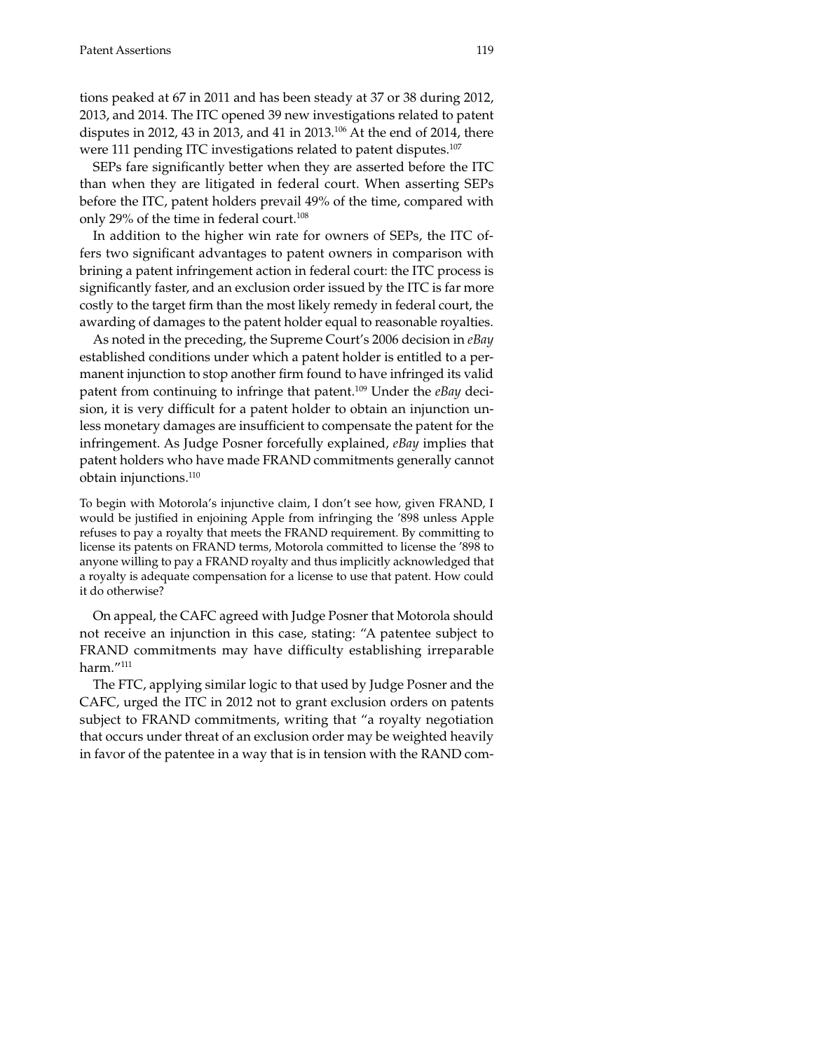tions peaked at 67 in 2011 and has been steady at 37 or 38 during 2012, 2013, and 2014. The ITC opened 39 new investigations related to patent disputes in 2012, 43 in 2013, and 41 in 2013.[106] At the end of 2014, there were 111 pending ITC investigations related to patent disputes.[107]

SEPs fare significantly better when they are asserted before the ITC than when they are litigated in federal court. When asserting SEPs before the ITC, patent holders prevail 49% of the time, compared with only 29% of the time in federal court.[108]

In addition to the higher win rate for owners of SEPs, the ITC offers two significant advantages to patent owners in comparison with brining a patent infringement action in federal court: the ITC process is significantly faster, and an exclusion order issued by the ITC is far more costly to the target firm than the most likely remedy in federal court, the awarding of damages to the patent holder equal to reasonable royalties.

As noted in the preceding, the Supreme Court's 2006 decision in *eBay* established conditions under which a patent holder is entitled to a permanent injunction to stop another firm found to have infringed its valid patent from continuing to infringe that patent.[109] Under the *eBay* decision, it is very difficult for a patent holder to obtain an injunction unless monetary damages are insufficient to compensate the patent for the infringement. As Judge Posner forcefully explained, *eBay* implies that patent holders who have made FRAND commitments generally cannot obtain injunctions.[110]

> To begin with Motorola's injunctive claim, I don't see how, given FRAND, I would be justified in enjoining Apple from infringing the '898 unless Apple refuses to pay a royalty that meets the FRAND requirement. By committing to license its patents on FRAND terms, Motorola committed to license the '898 to anyone willing to pay a FRAND royalty and thus implicitly acknowledged that a royalty is adequate compensation for a license to use that patent. How could it do otherwise?

On appeal, the CAFC agreed with Judge Posner that Motorola should not receive an injunction in this case, stating: "A patentee subject to FRAND commitments may have difficulty establishing irreparable harm."[111]

The FTC, applying similar logic to that used by Judge Posner and the CAFC, urged the ITC in 2012 not to grant exclusion orders on patents subject to FRAND commitments, writing that "a royalty negotiation that occurs under threat of an exclusion order may be weighted heavily in favor of the patentee in a way that is in tension with the RAND com-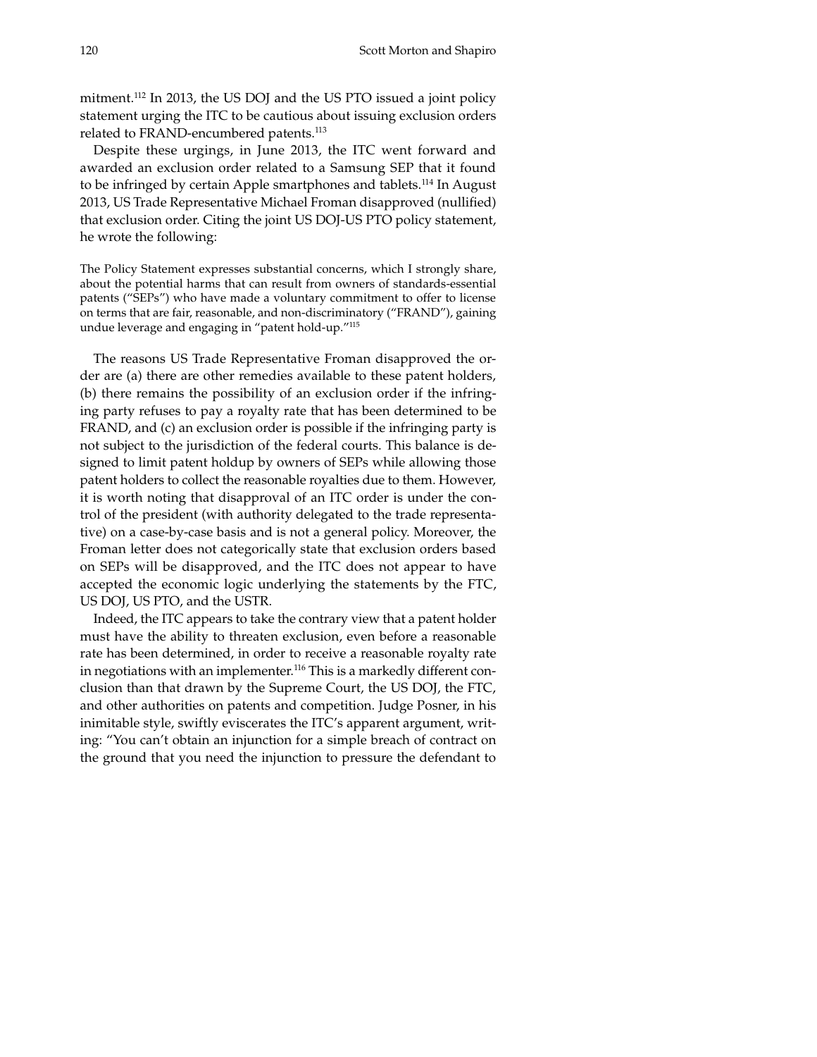mitment.[112] In 2013, the US DOJ and the US PTO issued a joint policy statement urging the ITC to be cautious about issuing exclusion orders related to FRAND-encumbered patents.[113]

Despite these urgings, in June 2013, the ITC went forward and awarded an exclusion order related to a Samsung SEP that it found to be infringed by certain Apple smartphones and tablets.[114] In August 2013, US Trade Representative Michael Froman disapproved (nullified) that exclusion order. Citing the joint US DOJ-US PTO policy statement, he wrote the following:

> The Policy Statement expresses substantial concerns, which I strongly share, about the potential harms that can result from owners of standards-essential patents ("SEPs") who have made a voluntary commitment to offer to license on terms that are fair, reasonable, and non-discriminatory ("FRAND"), gaining undue leverage and engaging in "patent hold-up."[115]

The reasons US Trade Representative Froman disapproved the order are (a) there are other remedies available to these patent holders, (b) there remains the possibility of an exclusion order if the infringing party refuses to pay a royalty rate that has been determined to be FRAND, and (c) an exclusion order is possible if the infringing party is not subject to the jurisdiction of the federal courts. This balance is designed to limit patent holdup by owners of SEPs while allowing those patent holders to collect the reasonable royalties due to them. However, it is worth noting that disapproval of an ITC order is under the control of the president (with authority delegated to the trade representative) on a case-by-case basis and is not a general policy. Moreover, the Froman letter does not categorically state that exclusion orders based on SEPs will be disapproved, and the ITC does not appear to have accepted the economic logic underlying the statements by the FTC, US DOJ, US PTO, and the USTR.

Indeed, the ITC appears to take the contrary view that a patent holder must have the ability to threaten exclusion, even before a reasonable rate has been determined, in order to receive a reasonable royalty rate in negotiations with an implementer.[116] This is a markedly different conclusion than that drawn by the Supreme Court, the US DOJ, the FTC, and other authorities on patents and competition. Judge Posner, in his inimitable style, swiftly eviscerates the ITC's apparent argument, writing: "You can't obtain an injunction for a simple breach of contract on the ground that you need the injunction to pressure the defendant to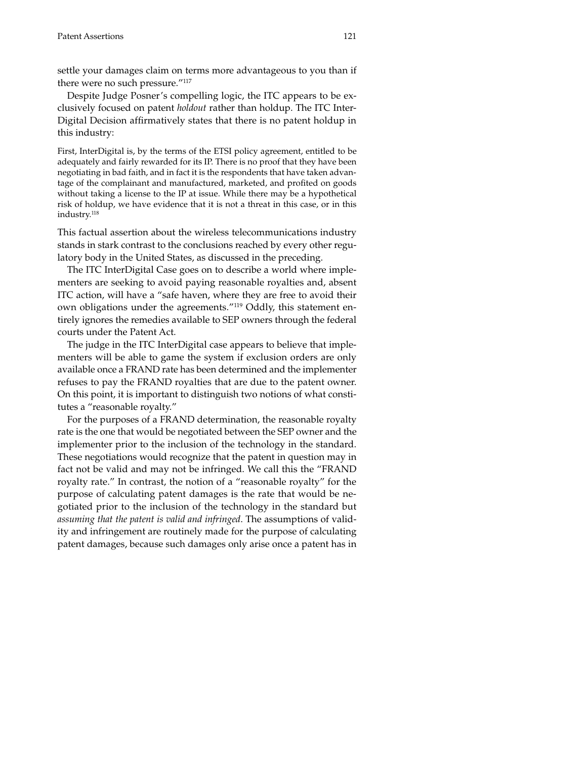settle your damages claim on terms more advantageous to you than if there were no such pressure."[117]

Despite Judge Posner's compelling logic, the ITC appears to be exclusively focused on patent *holdout* rather than holdup. The ITC InterDigital Decision affirmatively states that there is no patent holdup in this industry:

> First, InterDigital is, by the terms of the ETSI policy agreement, entitled to be adequately and fairly rewarded for its IP. There is no proof that they have been negotiating in bad faith, and in fact it is the respondents that have taken advantage of the complainant and manufactured, marketed, and profited on goods without taking a license to the IP at issue. While there may be a hypothetical risk of holdup, we have evidence that it is not a threat in this case, or in this industry.[118]

This factual assertion about the wireless telecommunications industry stands in stark contrast to the conclusions reached by every other regulatory body in the United States, as discussed in the preceding.

The ITC InterDigital Case goes on to describe a world where implementers are seeking to avoid paying reasonable royalties and, absent ITC action, will have a "safe haven, where they are free to avoid their own obligations under the agreements."[119] Oddly, this statement entirely ignores the remedies available to SEP owners through the federal courts under the Patent Act.

The judge in the ITC InterDigital case appears to believe that implementers will be able to game the system if exclusion orders are only available once a FRAND rate has been determined and the implementer refuses to pay the FRAND royalties that are due to the patent owner. On this point, it is important to distinguish two notions of what constitutes a "reasonable royalty."

For the purposes of a FRAND determination, the reasonable royalty rate is the one that would be negotiated between the SEP owner and the implementer prior to the inclusion of the technology in the standard. These negotiations would recognize that the patent in question may in fact not be valid and may not be infringed. We call this the "FRAND royalty rate." In contrast, the notion of a "reasonable royalty" for the purpose of calculating patent damages is the rate that would be negotiated prior to the inclusion of the technology in the standard but *assuming that the patent is valid and infringed*. The assumptions of validity and infringement are routinely made for the purpose of calculating patent damages, because such damages only arise once a patent has in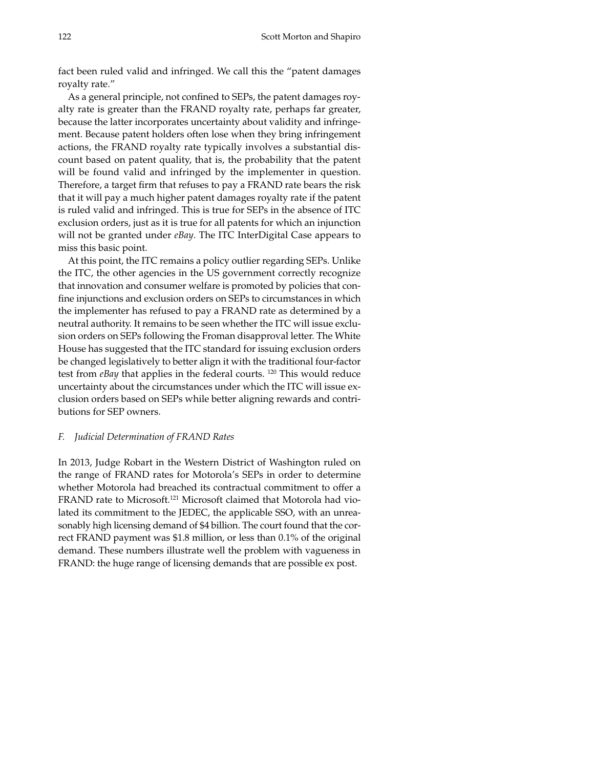fact been ruled valid and infringed. We call this the "patent damages royalty rate."

As a general principle, not confined to SEPs, the patent damages royalty rate is greater than the FRAND royalty rate, perhaps far greater, because the latter incorporates uncertainty about validity and infringement. Because patent holders often lose when they bring infringement actions, the FRAND royalty rate typically involves a substantial discount based on patent quality, that is, the probability that the patent will be found valid and infringed by the implementer in question. Therefore, a target firm that refuses to pay a FRAND rate bears the risk that it will pay a much higher patent damages royalty rate if the patent is ruled valid and infringed. This is true for SEPs in the absence of ITC exclusion orders, just as it is true for all patents for which an injunction will not be granted under *eBay*. The ITC InterDigital Case appears to miss this basic point.

At this point, the ITC remains a policy outlier regarding SEPs. Unlike the ITC, the other agencies in the US government correctly recognize that innovation and consumer welfare is promoted by policies that confine injunctions and exclusion orders on SEPs to circumstances in which the implementer has refused to pay a FRAND rate as determined by a neutral authority. It remains to be seen whether the ITC will issue exclusion orders on SEPs following the Froman disapproval letter. The White House has suggested that the ITC standard for issuing exclusion orders be changed legislatively to better align it with the traditional four-factor test from *eBay* that applies in the federal courts. [120] This would reduce uncertainty about the circumstances under which the ITC will issue exclusion orders based on SEPs while better aligning rewards and contributions for SEP owners.

### *F. Judicial Determination of FRAND Rates*

In 2013, Judge Robart in the Western District of Washington ruled on the range of FRAND rates for Motorola's SEPs in order to determine whether Motorola had breached its contractual commitment to offer a FRAND rate to Microsoft.[121] Microsoft claimed that Motorola had violated its commitment to the JEDEC, the applicable SSO, with an unreasonably high licensing demand of $4 billion. The court found that the correct FRAND payment was $1.8 million, or less than 0.1% of the original demand. These numbers illustrate well the problem with vagueness in FRAND: the huge range of licensing demands that are possible ex post.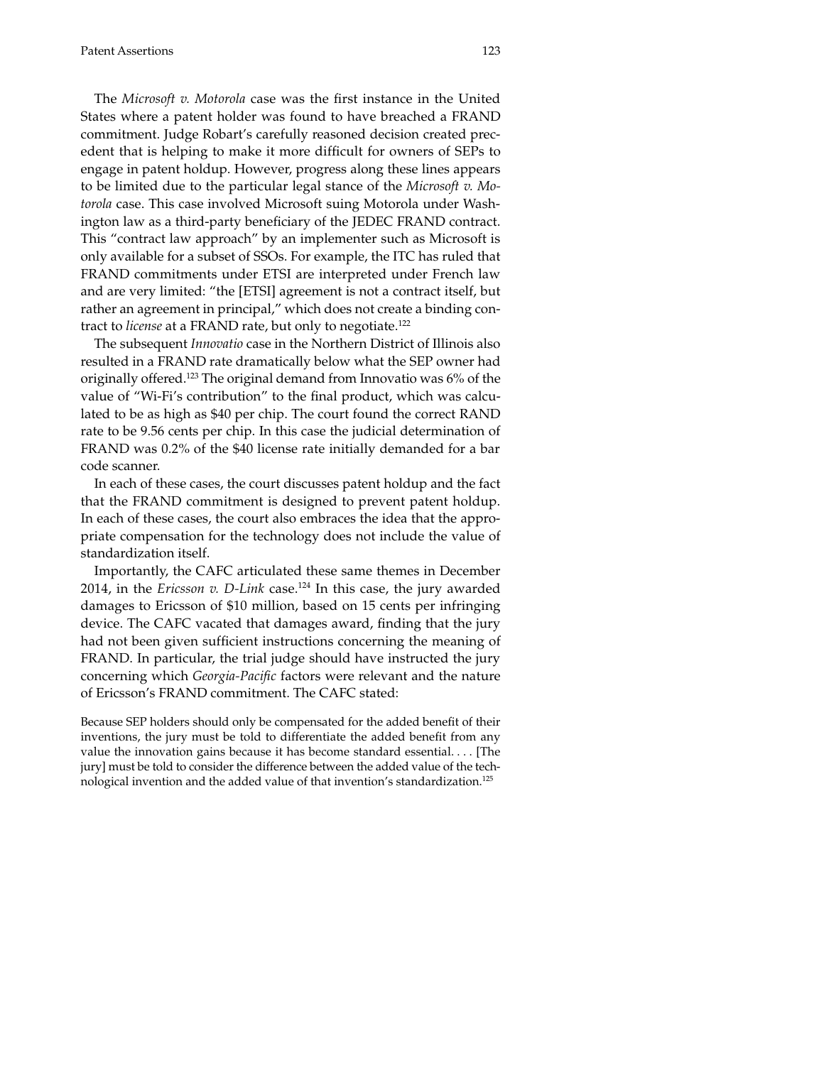The *Microsoft v. Motorola* case was the first instance in the United States where a patent holder was found to have breached a FRAND commitment. Judge Robart's carefully reasoned decision created precedent that is helping to make it more difficult for owners of SEPs to engage in patent holdup. However, progress along these lines appears to be limited due to the particular legal stance of the *Microsoft v. Motorola* case. This case involved Microsoft suing Motorola under Washington law as a third-party beneficiary of the JEDEC FRAND contract. This "contract law approach" by an implementer such as Microsoft is only available for a subset of SSOs. For example, the ITC has ruled that FRAND commitments under ETSI are interpreted under French law and are very limited: "the [ETSI] agreement is not a contract itself, but rather an agreement in principal," which does not create a binding contract to *license* at a FRAND rate, but only to negotiate.[122]

The subsequent *Innovatio* case in the Northern District of Illinois also resulted in a FRAND rate dramatically below what the SEP owner had originally offered.[123] The original demand from Innovatio was 6% of the value of "Wi-Fi's contribution" to the final product, which was calculated to be as high as $40 per chip. The court found the correct RAND rate to be 9.56 cents per chip. In this case the judicial determination of FRAND was 0.2% of the $40 license rate initially demanded for a bar code scanner.

In each of these cases, the court discusses patent holdup and the fact that the FRAND commitment is designed to prevent patent holdup. In each of these cases, the court also embraces the idea that the appropriate compensation for the technology does not include the value of standardization itself.

Importantly, the CAFC articulated these same themes in December 2014, in the *Ericsson v. D-Link* case.[124] In this case, the jury awarded damages to Ericsson of $10 million, based on 15 cents per infringing device. The CAFC vacated that damages award, finding that the jury had not been given sufficient instructions concerning the meaning of FRAND. In particular, the trial judge should have instructed the jury concerning which *Georgia-Pacific* factors were relevant and the nature of Ericsson's FRAND commitment. The CAFC stated:

> Because SEP holders should only be compensated for the added benefit of their inventions, the jury must be told to differentiate the added benefit from any value the innovation gains because it has become standard essential. . . . [The jury] must be told to consider the difference between the added value of the technological invention and the added value of that invention's standardization.[125]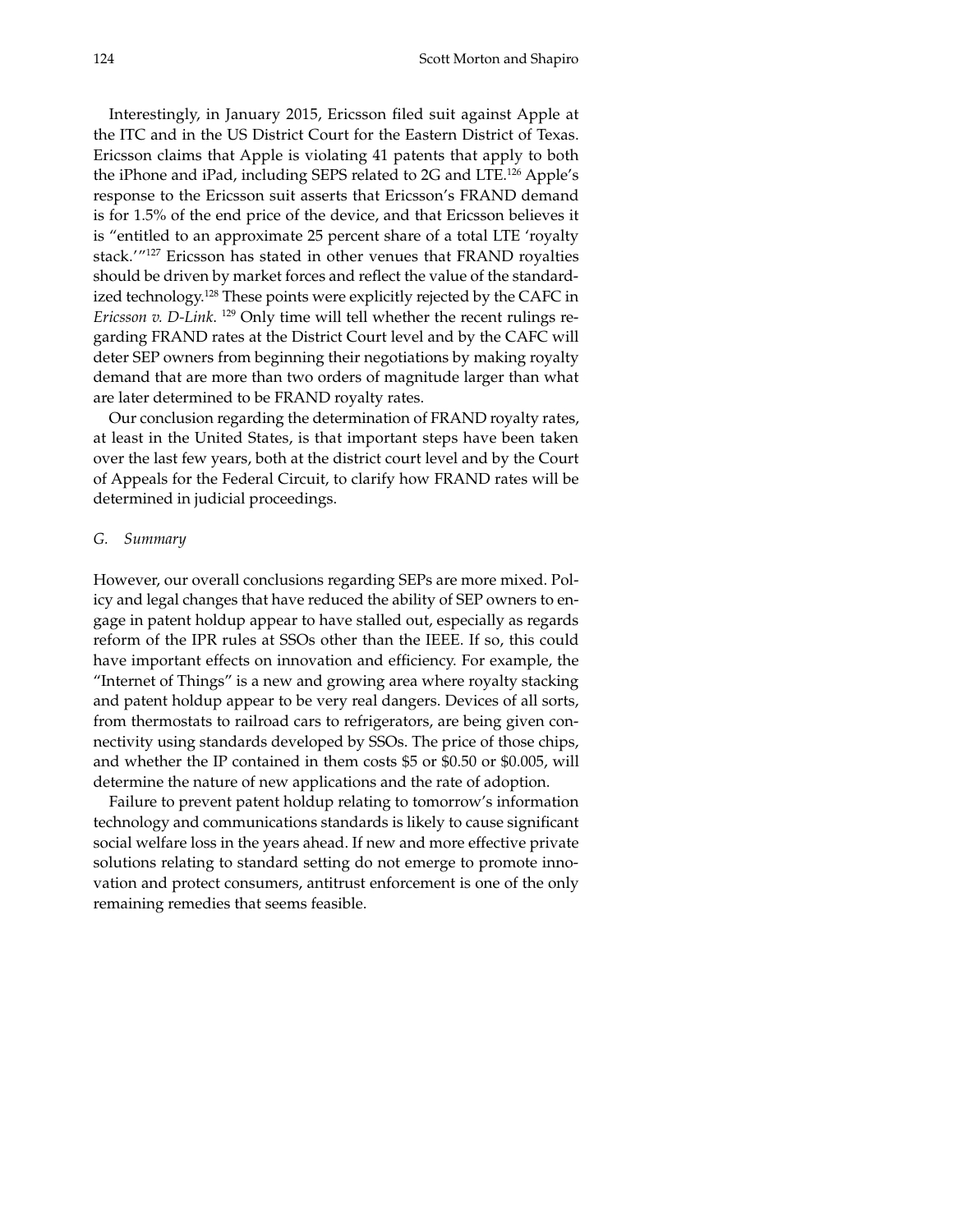Interestingly, in January 2015, Ericsson filed suit against Apple at the ITC and in the US District Court for the Eastern District of Texas. Ericsson claims that Apple is violating 41 patents that apply to both the iPhone and iPad, including SEPS related to 2G and LTE.[126] Apple's response to the Ericsson suit asserts that Ericsson's FRAND demand is for 1.5% of the end price of the device, and that Ericsson believes it is "entitled to an approximate 25 percent share of a total LTE 'royalty stack.'"[127] Ericsson has stated in other venues that FRAND royalties should be driven by market forces and reflect the value of the standardized technology.[128] These points were explicitly rejected by the CAFC in *Ericsson v. D-Link.* [129] Only time will tell whether the recent rulings regarding FRAND rates at the District Court level and by the CAFC will deter SEP owners from beginning their negotiations by making royalty demand that are more than two orders of magnitude larger than what are later determined to be FRAND royalty rates.

Our conclusion regarding the determination of FRAND royalty rates, at least in the United States, is that important steps have been taken over the last few years, both at the district court level and by the Court of Appeals for the Federal Circuit, to clarify how FRAND rates will be determined in judicial proceedings.

### *G. Summary*

However, our overall conclusions regarding SEPs are more mixed. Policy and legal changes that have reduced the ability of SEP owners to engage in patent holdup appear to have stalled out, especially as regards reform of the IPR rules at SSOs other than the IEEE. If so, this could have important effects on innovation and efficiency. For example, the "Internet of Things" is a new and growing area where royalty stacking and patent holdup appear to be very real dangers. Devices of all sorts, from thermostats to railroad cars to refrigerators, are being given connectivity using standards developed by SSOs. The price of those chips, and whether the IP contained in them costs \$5 or \$0.50 or \$0.005, will determine the nature of new applications and the rate of adoption.

Failure to prevent patent holdup relating to tomorrow's information technology and communications standards is likely to cause significant social welfare loss in the years ahead. If new and more effective private solutions relating to standard setting do not emerge to promote innovation and protect consumers, antitrust enforcement is one of the only remaining remedies that seems feasible.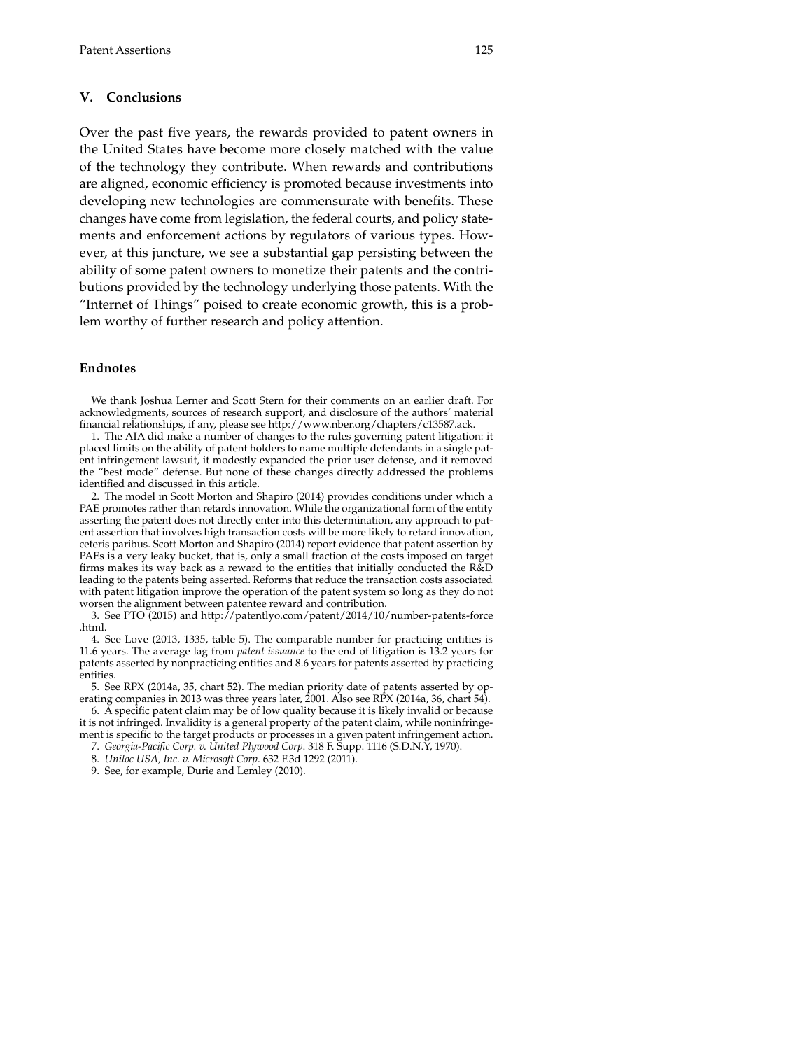## V. Conclusions

Over the past five years, the rewards provided to patent owners in the United States have become more closely matched with the value of the technology they contribute. When rewards and contributions are aligned, economic efficiency is promoted because investments into developing new technologies are commensurate with benefits. These changes have come from legislation, the federal courts, and policy statements and enforcement actions by regulators of various types. However, at this juncture, we see a substantial gap persisting between the ability of some patent owners to monetize their patents and the contributions provided by the technology underlying those patents. With the "Internet of Things" poised to create economic growth, this is a problem worthy of further research and policy attention.

### Endnotes

We thank Joshua Lerner and Scott Stern for their comments on an earlier draft. For acknowledgments, sources of research support, and disclosure of the authors' material financial relationships, if any, please see http://www.nber.org/chapters/c13587.ack.

1. The AIA did make a number of changes to the rules governing patent litigation: it placed limits on the ability of patent holders to name multiple defendants in a single patent infringement lawsuit, it modestly expanded the prior user defense, and it removed the "best mode" defense. But none of these changes directly addressed the problems identified and discussed in this article.

2. The model in Scott Morton and Shapiro (2014) provides conditions under which a PAE promotes rather than retards innovation. While the organizational form of the entity asserting the patent does not directly enter into this determination, any approach to patent assertion that involves high transaction costs will be more likely to retard innovation, ceteris paribus. Scott Morton and Shapiro (2014) report evidence that patent assertion by PAEs is a very leaky bucket, that is, only a small fraction of the costs imposed on target firms makes its way back as a reward to the entities that initially conducted the R&D leading to the patents being asserted. Reforms that reduce the transaction costs associated with patent litigation improve the operation of the patent system so long as they do not worsen the alignment between patentee reward and contribution.

3. See PTO (2015) and http://patentlyo.com/patent/2014/10/number-patents-force.html.

4. See Love (2013, 1335, table 5). The comparable number for practicing entities is 11.6 years. The average lag from *patent issuance* to the end of litigation is 13.2 years for patents asserted by nonpracticing entities and 8.6 years for patents asserted by practicing entities.

5. See RPX (2014a, 35, chart 52). The median priority date of patents asserted by operating companies in 2013 was three years later, 2001. Also see RPX (2014a, 36, chart 54).

6. A specific patent claim may be of low quality because it is likely invalid or because it is not infringed. Invalidity is a general property of the patent claim, while noninfringement is specific to the target products or processes in a given patent infringement action.

7. *Georgia-Pacific Corp. v. United Plywood Corp.* 318 F. Supp. 1116 (S.D.N.Y, 1970).

8. *Uniloc USA, Inc. v. Microsoft Corp.* 632 F.3d 1292 (2011).

9. See, for example, Durie and Lemley (2010).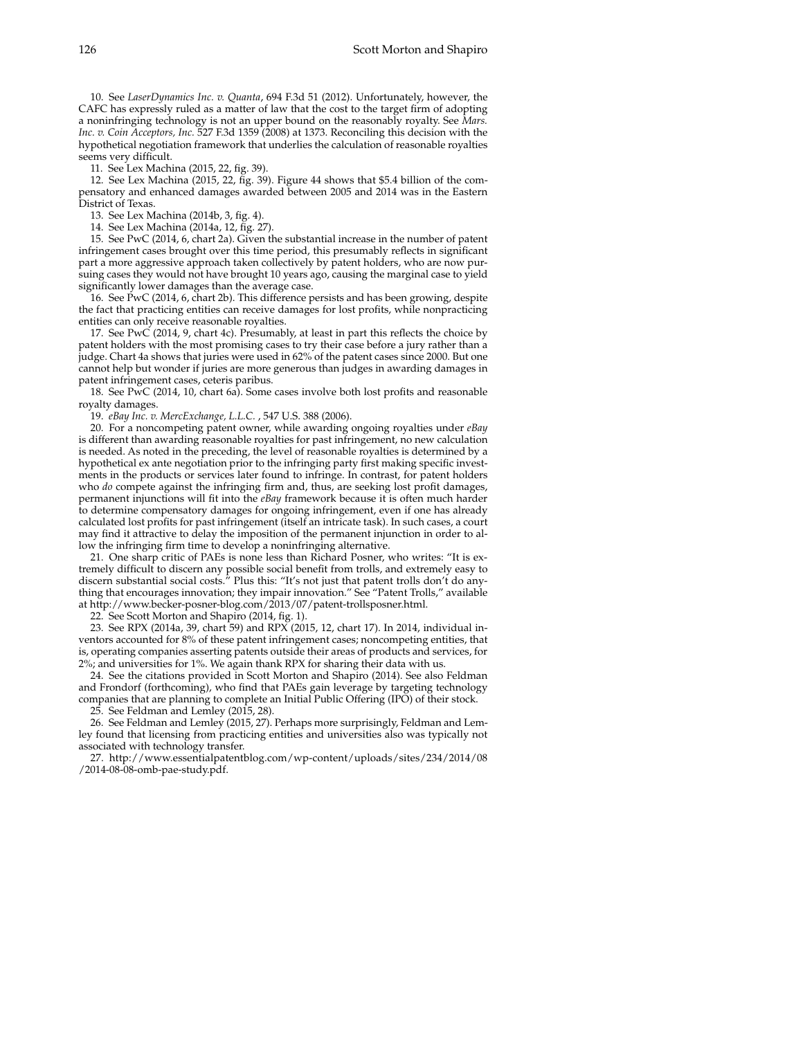10. See *LaserDynamics Inc. v. Quanta*, 694 F.3d 51 (2012). Unfortunately, however, the CAFC has expressly ruled as a matter of law that the cost to the target firm of adopting a noninfringing technology is not an upper bound on the reasonably royalty. See *Mars. Inc. v. Coin Acceptors, Inc.* 527 F.3d 1359 (2008) at 1373. Reconciling this decision with the hypothetical negotiation framework that underlies the calculation of reasonable royalties seems very difficult.

11. See Lex Machina (2015, 22, fig. 39).

12. See Lex Machina (2015, 22, fig. 39). Figure 44 shows that $5.4 billion of the compensatory and enhanced damages awarded between 2005 and 2014 was in the Eastern District of Texas.

13. See Lex Machina (2014b, 3, fig. 4).

14. See Lex Machina (2014a, 12, fig. 27).

15. See PwC (2014, 6, chart 2a). Given the substantial increase in the number of patent infringement cases brought over this time period, this presumably reflects in significant part a more aggressive approach taken collectively by patent holders, who are now pursuing cases they would not have brought 10 years ago, causing the marginal case to yield significantly lower damages than the average case.

16. See PwC (2014, 6, chart 2b). This difference persists and has been growing, despite the fact that practicing entities can receive damages for lost profits, while nonpracticing entities can only receive reasonable royalties.

17. See PwC (2014, 9, chart 4c). Presumably, at least in part this reflects the choice by patent holders with the most promising cases to try their case before a jury rather than a judge. Chart 4a shows that juries were used in 62% of the patent cases since 2000. But one cannot help but wonder if juries are more generous than judges in awarding damages in patent infringement cases, ceteris paribus.

18. See PwC (2014, 10, chart 6a). Some cases involve both lost profits and reasonable royalty damages.

19. *eBay Inc. v. MercExchange, L.L.C.* , 547 U.S. 388 (2006).

20. For a noncompeting patent owner, while awarding ongoing royalties under *eBay* is different than awarding reasonable royalties for past infringement, no new calculation is needed. As noted in the preceding, the level of reasonable royalties is determined by a hypothetical ex ante negotiation prior to the infringing party first making specific investments in the products or services later found to infringe. In contrast, for patent holders who *do* compete against the infringing firm and, thus, are seeking lost profit damages, permanent injunctions will fit into the *eBay* framework because it is often much harder to determine compensatory damages for ongoing infringement, even if one has already calculated lost profits for past infringement (itself an intricate task). In such cases, a court may find it attractive to delay the imposition of the permanent injunction in order to allow the infringing firm time to develop a noninfringing alternative.

21. One sharp critic of PAEs is none less than Richard Posner, who writes: "It is extremely difficult to discern any possible social benefit from trolls, and extremely easy to discern substantial social costs." Plus this: "It's not just that patent trolls don't do anything that encourages innovation; they impair innovation." See "Patent Trolls," available at http://www.becker-posner-blog.com/2013/07/patent-trollsposner.html.

22. See Scott Morton and Shapiro (2014, fig. 1).

23. See RPX (2014a, 39, chart 59) and RPX (2015, 12, chart 17). In 2014, individual inventors accounted for 8% of these patent infringement cases; noncompeting entities, that is, operating companies asserting patents outside their areas of products and services, for 2%; and universities for 1%. We again thank RPX for sharing their data with us.

24. See the citations provided in Scott Morton and Shapiro (2014). See also Feldman and Frondorf (forthcoming), who find that PAEs gain leverage by targeting technology companies that are planning to complete an Initial Public Offering (IPO) of their stock.

25. See Feldman and Lemley (2015, 28).

26. See Feldman and Lemley (2015, 27). Perhaps more surprisingly, Feldman and Lemley found that licensing from practicing entities and universities also was typically not associated with technology transfer.

27. http://www.essentialpatentblog.com/wp-content/uploads/sites/234/2014/08/2014-08-08-omb-pae-study.pdf.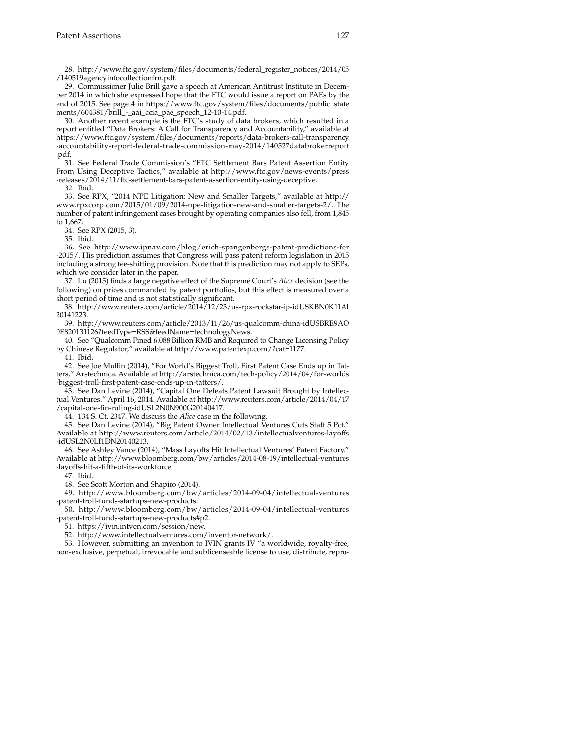28. http://www.ftc.gov/system/files/documents/federal_register_notices/2014/05/140519agencyinfocollectionfrn.pdf.

29. Commissioner Julie Brill gave a speech at American Antitrust Institute in December 2014 in which she expressed hope that the FTC would issue a report on PAEs by the end of 2015. See page 4 in https://www.ftc.gov/system/files/documents/public_statements/604381/brill_-_aai_ccia_pae_speech_12-10-14.pdf.

30. Another recent example is the FTC's study of data brokers, which resulted in a report entitled "Data Brokers: A Call for Transparency and Accountability," available at https://www.ftc.gov/system/files/documents/reports/data-brokers-call-transparency-accountability-report-federal-trade-commission-may-2014/140527databrokerreport.pdf.

31. See Federal Trade Commission's "FTC Settlement Bars Patent Assertion Entity From Using Deceptive Tactics," available at http://www.ftc.gov/news-events/press-releases/2014/11/ftc-settlement-bars-patent-assertion-entity-using-deceptive.

32. Ibid.

33. See RPX, "2014 NPE Litigation: New and Smaller Targets," available at http://www.rpxcorp.com/2015/01/09/2014-npe-litigation-new-and-smaller-targets-2/. The number of patent infringement cases brought by operating companies also fell, from 1,845 to 1,667.

34. See RPX (2015, 3).

35. Ibid.

36. See http://www.ipnav.com/blog/erich-spangenbergs-patent-predictions-for-2015/. His prediction assumes that Congress will pass patent reform legislation in 2015 including a strong fee-shifting provision. Note that this prediction may not apply to SEPs, which we consider later in the paper.

37. Lu (2015) finds a large negative effect of the Supreme Court's *Alice* decision (see the following) on prices commanded by patent portfolios, but this effect is measured over a short period of time and is not statistically significant.

38. http://www.reuters.com/article/2014/12/23/us-rpx-rockstar-ip-idUSKBN0K11AI20141223.

39. http://www.reuters.com/article/2013/11/26/us-qualcomm-china-idUSBRE9AO0E820131126?feedType=RSS&feedName=technologyNews.

40. See "Qualcomm Fined 6.088 Billion RMB and Required to Change Licensing Policy by Chinese Regulator," available at http://www.patentexp.com/?cat=1177.

41. Ibid.

42. See Joe Mullin (2014), "For World's Biggest Troll, First Patent Case Ends up in Tatters," Arstechnica. Available at http://arstechnica.com/tech-policy/2014/04/for-worlds-biggest-troll-first-patent-case-ends-up-in-tatters/.

43. See Dan Levine (2014), "Capital One Defeats Patent Lawsuit Brought by Intellectual Ventures." April 16, 2014. Available at http://www.reuters.com/article/2014/04/17/capital-one-fin-ruling-idUSL2N0N900G20140417.

44. 134 S. Ct. 2347. We discuss the *Alice* case in the following.

45. See Dan Levine (2014), "Big Patent Owner Intellectual Ventures Cuts Staff 5 Pct." Available at http://www.reuters.com/article/2014/02/13/intellectualventures-layoffs-idUSL2N0LI1DN20140213.

46. See Ashley Vance (2014), "Mass Layoffs Hit Intellectual Ventures' Patent Factory." Available at http://www.bloomberg.com/bw/articles/2014-08-19/intellectual-ventures-layoffs-hit-a-fifth-of-its-workforce.

47. Ibid.

48. See Scott Morton and Shapiro (2014).

49. http://www.bloomberg.com/bw/articles/2014-09-04/intellectual-ventures-patent-troll-funds-startups-new-products.

50. http://www.bloomberg.com/bw/articles/2014-09-04/intellectual-ventures-patent-troll-funds-startups-new-products#p2.

51. https://ivin.intven.com/session/new.

52. http://www.intellectualventures.com/inventor-network/.

53. However, submitting an invention to IVIN grants IV "a worldwide, royalty-free, non-exclusive, perpetual, irrevocable and sublicenseable license to use, distribute, repro-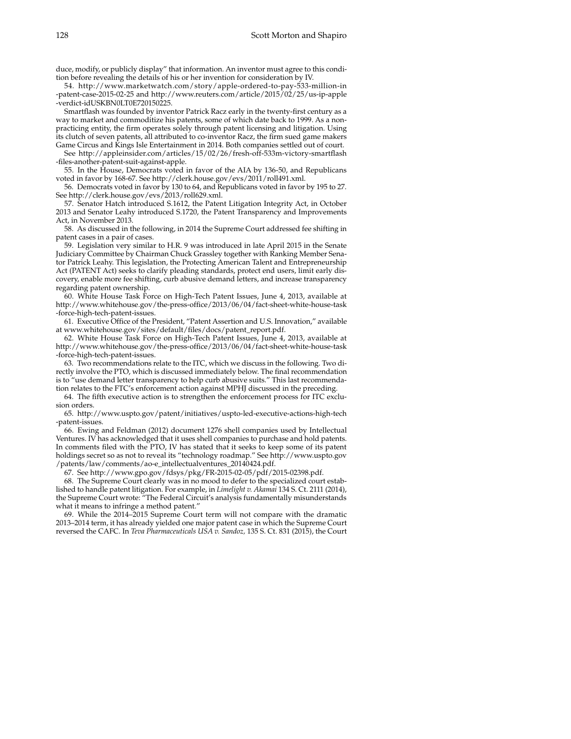duce, modify, or publicly display" that information. An inventor must agree to this condition before revealing the details of his or her invention for consideration by IV.

54. http://www.marketwatch.com/story/apple-ordered-to-pay-533-million-in-patent-case-2015-02-25 and http://www.reuters.com/article/2015/02/25/us-ip-apple-verdict-idUSKBN0LT0E720150225.

Smartflash was founded by inventor Patrick Racz early in the twenty-first century as a way to market and commoditize his patents, some of which date back to 1999. As a non-practicing entity, the firm operates solely through patent licensing and litigation. Using its clutch of seven patents, all attributed to co-inventor Racz, the firm sued game makers Game Circus and Kings Isle Entertainment in 2014. Both companies settled out of court.

See http://appleinsider.com/articles/15/02/26/fresh-off-533m-victory-smartflash-files-another-patent-suit-against-apple.

55. In the House, Democrats voted in favor of the AIA by 136-50, and Republicans voted in favor by 168-67. See http://clerk.house.gov/evs/2011/roll491.xml.

56. Democrats voted in favor by 130 to 64, and Republicans voted in favor by 195 to 27. See http://clerk.house.gov/evs/2013/roll629.xml.

57. Senator Hatch introduced S.1612, the Patent Litigation Integrity Act, in October 2013 and Senator Leahy introduced S.1720, the Patent Transparency and Improvements Act, in November 2013.

58. As discussed in the following, in 2014 the Supreme Court addressed fee shifting in patent cases in a pair of cases.

59. Legislation very similar to H.R. 9 was introduced in late April 2015 in the Senate Judiciary Committee by Chairman Chuck Grassley together with Ranking Member Senator Patrick Leahy. This legislation, the Protecting American Talent and Entrepreneurship Act (PATENT Act) seeks to clarify pleading standards, protect end users, limit early discovery, enable more fee shifting, curb abusive demand letters, and increase transparency regarding patent ownership.

60. White House Task Force on High-Tech Patent Issues, June 4, 2013, available at http://www.whitehouse.gov/the-press-office/2013/06/04/fact-sheet-white-house-task-force-high-tech-patent-issues.

61. Executive Office of the President, "Patent Assertion and U.S. Innovation," available at www.whitehouse.gov/sites/default/files/docs/patent_report.pdf.

62. White House Task Force on High-Tech Patent Issues, June 4, 2013, available at http://www.whitehouse.gov/the-press-office/2013/06/04/fact-sheet-white-house-task-force-high-tech-patent-issues.

63. Two recommendations relate to the ITC, which we discuss in the following. Two directly involve the PTO, which is discussed immediately below. The final recommendation is to "use demand letter transparency to help curb abusive suits." This last recommendation relates to the FTC's enforcement action against MPHJ discussed in the preceding.

64. The fifth executive action is to strengthen the enforcement process for ITC exclusion orders.

65. http://www.uspto.gov/patent/initiatives/uspto-led-executive-actions-high-tech-patent-issues.

66. Ewing and Feldman (2012) document 1276 shell companies used by Intellectual Ventures. IV has acknowledged that it uses shell companies to purchase and hold patents. In comments filed with the PTO, IV has stated that it seeks to keep some of its patent holdings secret so as not to reveal its "technology roadmap." See http://www.uspto.gov/patents/law/comments/ao-e_intellectualventures_20140424.pdf.

67. See http://www.gpo.gov/fdsys/pkg/FR-2015-02-05/pdf/2015-02398.pdf.

68. The Supreme Court clearly was in no mood to defer to the specialized court established to handle patent litigation. For example, in *Limelight v. Akamai* 134 S. Ct. 2111 (2014), the Supreme Court wrote: "The Federal Circuit's analysis fundamentally misunderstands what it means to infringe a method patent."

69. While the 2014–2015 Supreme Court term will not compare with the dramatic 2013–2014 term, it has already yielded one major patent case in which the Supreme Court reversed the CAFC. In *Teva Pharmaceuticals USA v. Sandoz*, 135 S. Ct. 831 (2015), the Court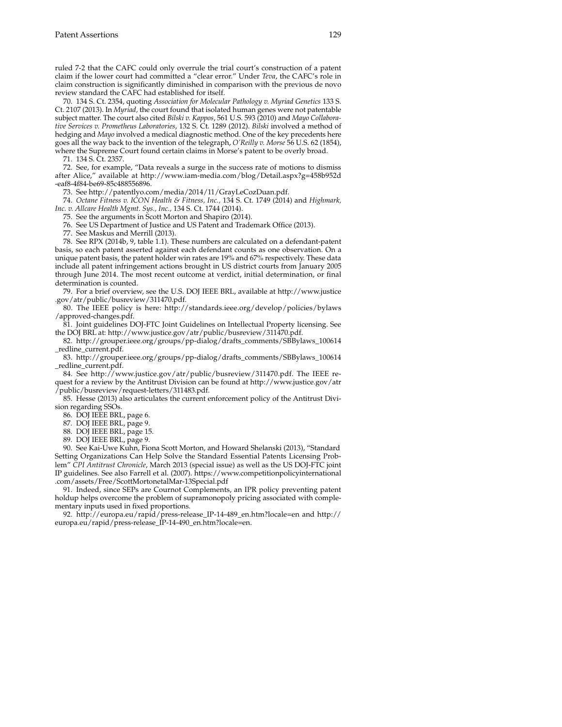ruled 7-2 that the CAFC could only overrule the trial court's construction of a patent claim if the lower court had committed a "clear error." Under *Teva*, the CAFC's role in claim construction is significantly diminished in comparison with the previous de novo review standard the CAFC had established for itself.

70. 134 S. Ct. 2354, quoting *Association for Molecular Pathology v. Myriad Genetics* 133 S. Ct. 2107 (2013). In *Myriad*, the court found that isolated human genes were not patentable subject matter. The court also cited *Bilski v. Kappos*, 561 U.S. 593 (2010) and *Mayo Collaborative Services v. Prometheus Laboratories*, 132 S. Ct. 1289 (2012). *Bilski* involved a method of hedging and *Mayo* involved a medical diagnostic method. One of the key precedents here goes all the way back to the invention of the telegraph, *O'Reilly v. Morse* 56 U.S. 62 (1854), where the Supreme Court found certain claims in Morse's patent to be overly broad.

71. 134 S. Ct. 2357.

72. See, for example, "Data reveals a surge in the success rate of motions to dismiss after Alice," available at http://www.iam-media.com/blog/Detail.aspx?g=458b952d-eaf8-4f84-be69-85c488556896.

73. See http://patentlyo.com/media/2014/11/GrayLeCozDuan.pdf.

74. *Octane Fitness v. ICON Health & Fitness, Inc.*, 134 S. Ct. 1749 (2014) and *Highmark, Inc. v. Allcare Health Mgmt. Sys., Inc.*, 134 S. Ct. 1744 (2014).

75. See the arguments in Scott Morton and Shapiro (2014).

76. See US Department of Justice and US Patent and Trademark Office (2013).

77. See Maskus and Merrill (2013).

78. See RPX (2014b, 9, table 1.1). These numbers are calculated on a defendant-patent basis, so each patent asserted against each defendant counts as one observation. On a unique patent basis, the patent holder win rates are 19% and 67% respectively. These data include all patent infringement actions brought in US district courts from January 2005 through June 2014. The most recent outcome at verdict, initial determination, or final determination is counted.

79. For a brief overview, see the U.S. DOJ IEEE BRL, available at http://www.justice.gov/atr/public/busreview/311470.pdf.

80. The IEEE policy is here: http://standards.ieee.org/develop/policies/bylaws/approved-changes.pdf.

81. Joint guidelines DOJ-FTC Joint Guidelines on Intellectual Property licensing. See the DOJ BRL at: http://www.justice.gov/atr/public/busreview/311470.pdf.

82. http://grouper.ieee.org/groups/pp-dialog/drafts_comments/SBBylaws_100614_redline_current.pdf.

83. http://grouper.ieee.org/groups/pp-dialog/drafts_comments/SBBylaws_100614_redline_current.pdf.

84. See http://www.justice.gov/atr/public/busreview/311470.pdf. The IEEE request for a review by the Antitrust Division can be found at http://www.justice.gov/atr/public/busreview/request-letters/311483.pdf.

85. Hesse (2013) also articulates the current enforcement policy of the Antitrust Division regarding SSOs.

86. DOJ IEEE BRL, page 6.

87. DOJ IEEE BRL, page 9.

88. DOJ IEEE BRL, page 15.

89. DOJ IEEE BRL, page 9.

90. See Kai-Uwe Kuhn, Fiona Scott Morton, and Howard Shelanski (2013), "Standard Setting Organizations Can Help Solve the Standard Essential Patents Licensing Problem" *CPI Antitrust Chronicle*, March 2013 (special issue) as well as the US DOJ-FTC joint IP guidelines. See also Farrell et al. (2007). https://www.competitionpolicyinternational.com/assets/Free/ScottMortonetalMar-13Special.pdf

91. Indeed, since SEPs are Cournot Complements, an IPR policy preventing patent holdup helps overcome the problem of supramonopoly pricing associated with complementary inputs used in fixed proportions.

92. http://europa.eu/rapid/press-release_IP-14-489_en.htm?locale=en and http://europa.eu/rapid/press-release_IP-14-490_en.htm?locale=en.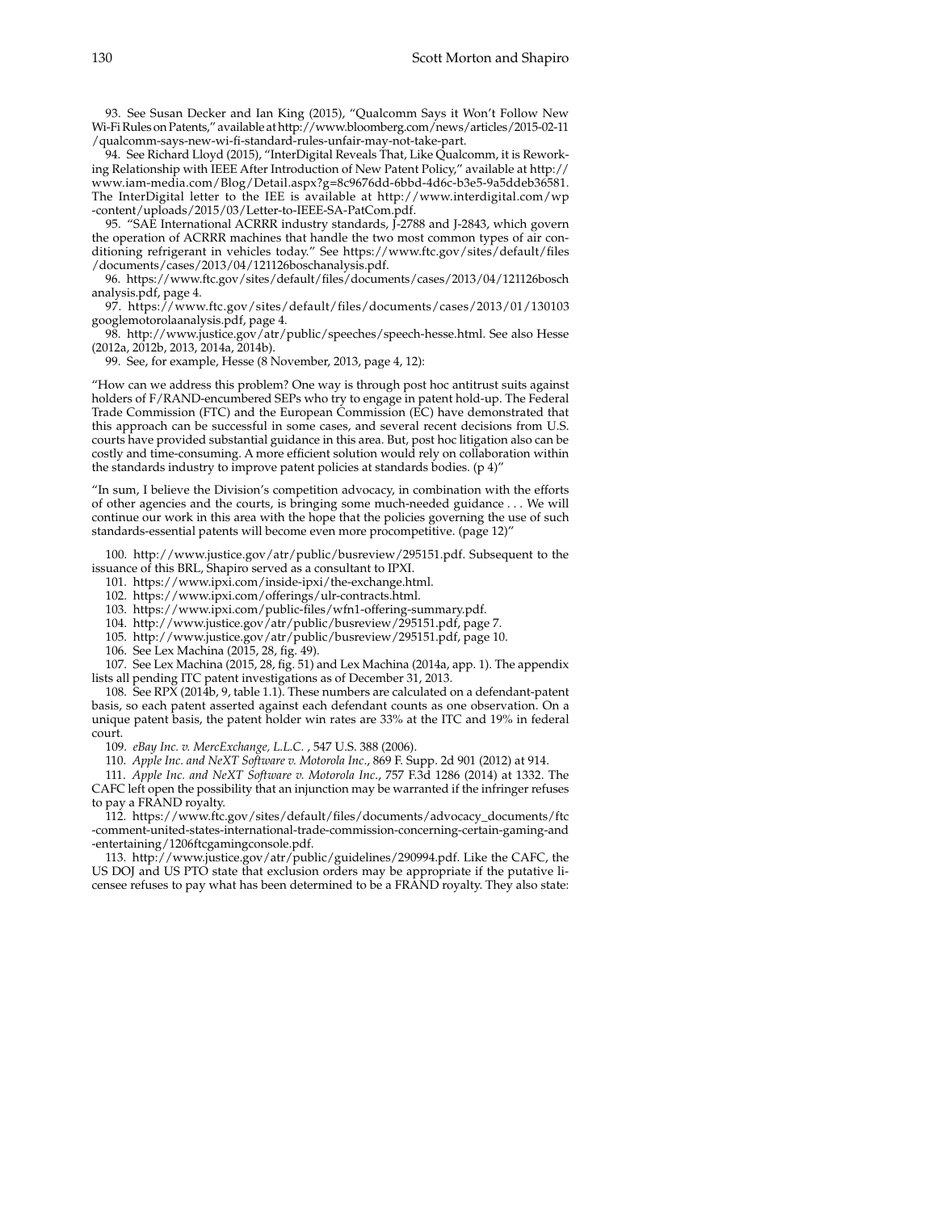93. See Susan Decker and Ian King (2015), "Qualcomm Says it Won't Follow New Wi-Fi Rules on Patents," available at http://www.bloomberg.com/news/articles/2015-02-11/qualcomm-says-new-wi-fi-standard-rules-unfair-may-not-take-part.

94. See Richard Lloyd (2015), "InterDigital Reveals That, Like Qualcomm, it is Reworking Relationship with IEEE After Introduction of New Patent Policy," available at http://www.iam-media.com/Blog/Detail.aspx?g=8c9676dd-6bbd-4d6c-b3e5-9a5ddeb36581. The InterDigital letter to the IEE is available at http://www.interdigital.com/wp-content/uploads/2015/03/Letter-to-IEEE-SA-PatCom.pdf.

95. "SAE International ACRRR industry standards, J-2788 and J-2843, which govern the operation of ACRRR machines that handle the two most common types of air conditioning refrigerant in vehicles today." See https://www.ftc.gov/sites/default/files/documents/cases/2013/04/121126boschanalysis.pdf.

96. https://www.ftc.gov/sites/default/files/documents/cases/2013/04/121126boschanalysis.pdf, page 4.

97. https://www.ftc.gov/sites/default/files/documents/cases/2013/01/130103googlemotorolaanalysis.pdf, page 4.

98. http://www.justice.gov/atr/public/speeches/speech-hesse.html. See also Hesse (2012a, 2012b, 2013, 2014a, 2014b).

99. See, for example, Hesse (8 November, 2013, page 4, 12):

"How can we address this problem? One way is through post hoc antitrust suits against holders of F/RAND-encumbered SEPs who try to engage in patent hold-up. The Federal Trade Commission (FTC) and the European Commission (EC) have demonstrated that this approach can be successful in some cases, and several recent decisions from U.S. courts have provided substantial guidance in this area. But, post hoc litigation also can be costly and time-consuming. A more efficient solution would rely on collaboration within the standards industry to improve patent policies at standards bodies. (p 4)"

"In sum, I believe the Division's competition advocacy, in combination with the efforts of other agencies and the courts, is bringing some much-needed guidance . . . We will continue our work in this area with the hope that the policies governing the use of such standards-essential patents will become even more procompetitive. (page 12)"

100. http://www.justice.gov/atr/public/busreview/295151.pdf. Subsequent to the issuance of this BRL, Shapiro served as a consultant to IPXI.

101. https://www.ipxi.com/inside-ipxi/the-exchange.html.

102. https://www.ipxi.com/offerings/ulr-contracts.html.

103. https://www.ipxi.com/public-files/wfn1-offering-summary.pdf.

104. http://www.justice.gov/atr/public/busreview/295151.pdf, page 7.

105. http://www.justice.gov/atr/public/busreview/295151.pdf, page 10.

106. See Lex Machina (2015, 28, fig. 49).

107. See Lex Machina (2015, 28, fig. 51) and Lex Machina (2014a, app. 1). The appendix lists all pending ITC patent investigations as of December 31, 2013.

108. See RPX (2014b, 9, table 1.1). These numbers are calculated on a defendant-patent basis, so each patent asserted against each defendant counts as one observation. On a unique patent basis, the patent holder win rates are 33% at the ITC and 19% in federal court.

109. *eBay Inc. v. MercExchange, L.L.C.*, 547 U.S. 388 (2006).

110. *Apple Inc. and NeXT Software v. Motorola Inc.*, 869 F. Supp. 2d 901 (2012) at 914.

111. *Apple Inc. and NeXT Software v. Motorola Inc.*, 757 F.3d 1286 (2014) at 1332. The CAFC left open the possibility that an injunction may be warranted if the infringer refuses to pay a FRAND royalty.

112. https://www.ftc.gov/sites/default/files/documents/advocacy_documents/ftc-comment-united-states-international-trade-commission-concerning-certain-gaming-and-entertaining/1206ftcgamingconsole.pdf.

113. http://www.justice.gov/atr/public/guidelines/290994.pdf. Like the CAFC, the US DOJ and US PTO state that exclusion orders may be appropriate if the putative licensee refuses to pay what has been determined to be a FRAND royalty. They also state: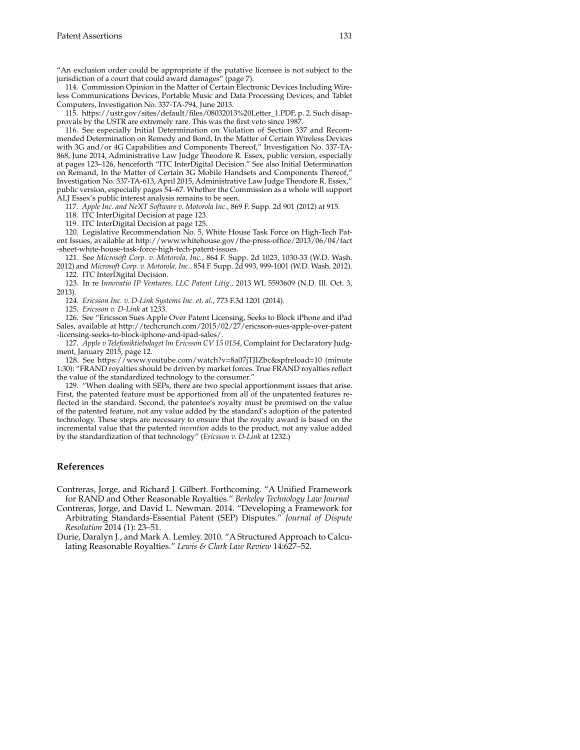"An exclusion order could be appropriate if the putative licensee is not subject to the jurisdiction of a court that could award damages" (page 7).

114. Commission Opinion in the Matter of Certain Electronic Devices Including Wireless Communications Devices, Portable Music and Data Processing Devices, and Tablet Computers, Investigation No. 337-TA-794, June 2013.

115. https://ustr.gov/sites/default/files/08032013%20Letter_1.PDF, p. 2. Such disapprovals by the USTR are extremely rare. This was the first veto since 1987.

116. See especially Initial Determination on Violation of Section 337 and Recommended Determination on Remedy and Bond, In the Matter of Certain Wireless Devices with 3G and/or 4G Capabilities and Components Thereof," Investigation No. 337-TA-868, June 2014, Administrative Law Judge Theodore R. Essex, public version, especially at pages 123–126, henceforth "ITC InterDigital Decision." See also Initial Determination on Remand, In the Matter of Certain 3G Mobile Handsets and Components Thereof," Investigation No. 337-TA-613, April 2015, Administrative Law Judge Theodore R. Essex," public version, especially pages 54–67. Whether the Commission as a whole will support ALJ Essex's public interest analysis remains to be seen.

117. *Apple Inc. and NeXT Software v. Motorola Inc.*, 869 F. Supp. 2d 901 (2012) at 915.

118. ITC InterDigital Decision at page 123.

119. ITC InterDigital Decision at page 125.

120. Legislative Recommendation No. 5, White House Task Force on High-Tech Patent Issues, available at http://www.whitehouse.gov/the-press-office/2013/06/04/fact-sheet-white-house-task-force-high-tech-patent-issues.

121. See *Microsoft Corp. v. Motorola, Inc.*, 864 F. Supp. 2d 1023, 1030-33 (W.D. Wash. 2012) and *Microsoft Corp. v. Motorola, Inc.*, 854 F. Supp. 2d 993, 999-1001 (W.D. Wash. 2012).

122. ITC InterDigital Decision.

123. In re *Innovatio IP Ventures, LLC Patent Litig.*, 2013 WL 5593609 (N.D. Ill. Oct. 3, 2013).

124. *Ericsson Inc. v. D-Link Systems Inc. et. al.*, 773 F.3d 1201 (2014).

125. *Ericsson v. D-Link* at 1233.

126. See "Ericsson Sues Apple Over Patent Licensing, Seeks to Block iPhone and iPad Sales, available at http://techcrunch.com/2015/02/27/ericsson-sues-apple-over-patent-licensing-seeks-to-block-iphone-and-ipad-sales/.

127. *Apple v Telefoniktiebolaget lm Ericsson CV 15 0154*, Complaint for Declaratory Judgment, January 2015, page 12.

128. See https://www.youtube.com/watch?v=8a07jTJIZbc&spfreload=10 (minute 1:30): "FRAND royalties should be driven by market forces. True FRAND royalties reflect the value of the standardized technology to the consumer."

129. "When dealing with SEPs, there are two special apportionment issues that arise. First, the patented feature must be apportioned from all of the unpatented features reflected in the standard. Second, the patentee's royalty must be premised on the value of the patented feature, not any value added by the standard's adoption of the patented technology. These steps are necessary to ensure that the royalty award is based on the incremental value that the patented *invention* adds to the product, not any value added by the standardization of that technology" (*Ericsson v. D-Link* at 1232.)

## References

Contreras, Jorge, and Richard J. Gilbert. Forthcoming. "A Unified Framework for RAND and Other Reasonable Royalties." *Berkeley Technology Law Journal*

Contreras, Jorge, and David L. Newman. 2014. "Developing a Framework for Arbitrating Standards-Essential Patent (SEP) Disputes." *Journal of Dispute Resolution* 2014 (1): 23–51.

Durie, Daralyn J., and Mark A. Lemley. 2010. "A Structured Approach to Calculating Reasonable Royalties." *Lewis & Clark Law Review* 14:627–52.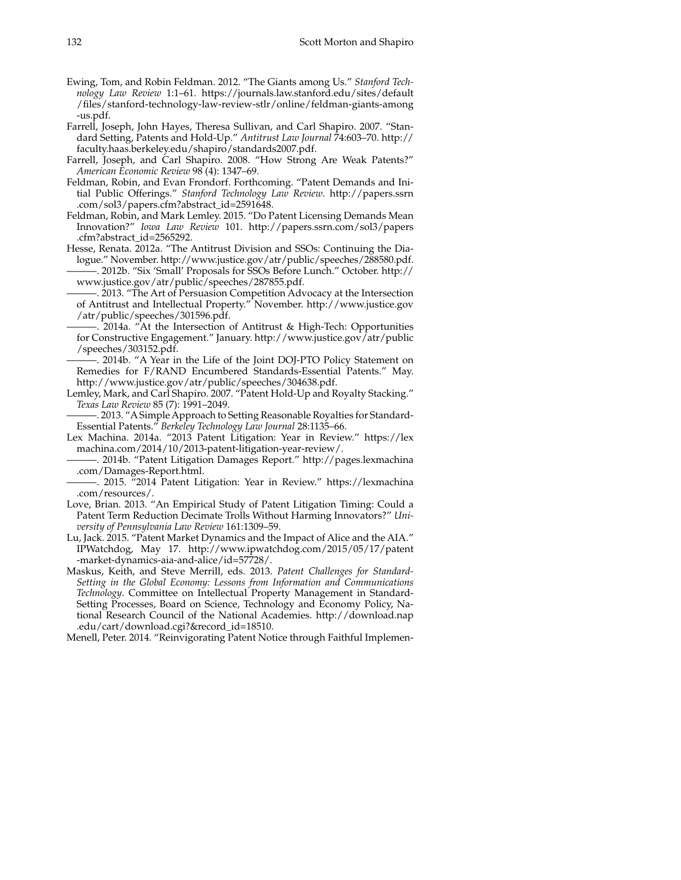Ewing, Tom, and Robin Feldman. 2012. "The Giants among Us." *Stanford Technology Law Review* 1:1–61. https://journals.law.stanford.edu/sites/default/files/stanford-technology-law-review-stlr/online/feldman-giants-among-us.pdf.

Farrell, Joseph, John Hayes, Theresa Sullivan, and Carl Shapiro. 2007. "Standard Setting, Patents and Hold-Up." *Antitrust Law Journal* 74:603–70. http://faculty.haas.berkeley.edu/shapiro/standards2007.pdf.

Farrell, Joseph, and Carl Shapiro. 2008. "How Strong Are Weak Patents?" *American Economic Review* 98 (4): 1347–69.

Feldman, Robin, and Evan Frondorf. Forthcoming. "Patent Demands and Initial Public Offerings." *Stanford Technology Law Review*. http://papers.ssrn.com/sol3/papers.cfm?abstract_id=2591648.

Feldman, Robin, and Mark Lemley. 2015. "Do Patent Licensing Demands Mean Innovation?" *Iowa Law Review* 101. http://papers.ssrn.com/sol3/papers.cfm?abstract_id=2565292.

Hesse, Renata. 2012a. "The Antitrust Division and SSOs: Continuing the Dialogue." November. http://www.justice.gov/atr/public/speeches/288580.pdf.

———. 2012b. "Six 'Small' Proposals for SSOs Before Lunch." October. http://www.justice.gov/atr/public/speeches/287855.pdf.

———. 2013. "The Art of Persuasion Competition Advocacy at the Intersection of Antitrust and Intellectual Property." November. http://www.justice.gov/atr/public/speeches/301596.pdf.

———. 2014a. "At the Intersection of Antitrust & High-Tech: Opportunities for Constructive Engagement." January. http://www.justice.gov/atr/public/speeches/303152.pdf.

———. 2014b. "A Year in the Life of the Joint DOJ-PTO Policy Statement on Remedies for F/RAND Encumbered Standards-Essential Patents." May. http://www.justice.gov/atr/public/speeches/304638.pdf.

Lemley, Mark, and Carl Shapiro. 2007. "Patent Hold-Up and Royalty Stacking." *Texas Law Review* 85 (7): 1991–2049.

———. 2013. "A Simple Approach to Setting Reasonable Royalties for Standard-Essential Patents." *Berkeley Technology Law Journal* 28:1135–66.

Lex Machina. 2014a. "2013 Patent Litigation: Year in Review." https://lexmachina.com/2014/10/2013-patent-litigation-year-review/.

———. 2014b. "Patent Litigation Damages Report." http://pages.lexmachina.com/Damages-Report.html.

———. 2015. "2014 Patent Litigation: Year in Review." https://lexmachina.com/resources/.

Love, Brian. 2013. "An Empirical Study of Patent Litigation Timing: Could a Patent Term Reduction Decimate Trolls Without Harming Innovators?" *University of Pennsylvania Law Review* 161:1309–59.

Lu, Jack. 2015. "Patent Market Dynamics and the Impact of Alice and the AIA." IPWatchdog, May 17. http://www.ipwatchdog.com/2015/05/17/patent-market-dynamics-aia-and-alice/id=57728/.

Maskus, Keith, and Steve Merrill, eds. 2013. *Patent Challenges for Standard-Setting in the Global Economy: Lessons from Information and Communications Technology*. Committee on Intellectual Property Management in Standard-Setting Processes, Board on Science, Technology and Economy Policy, National Research Council of the National Academies. http://download.nap.edu/cart/download.cgi?&record_id=18510.

Menell, Peter. 2014. "Reinvigorating Patent Notice through Faithful Implemen-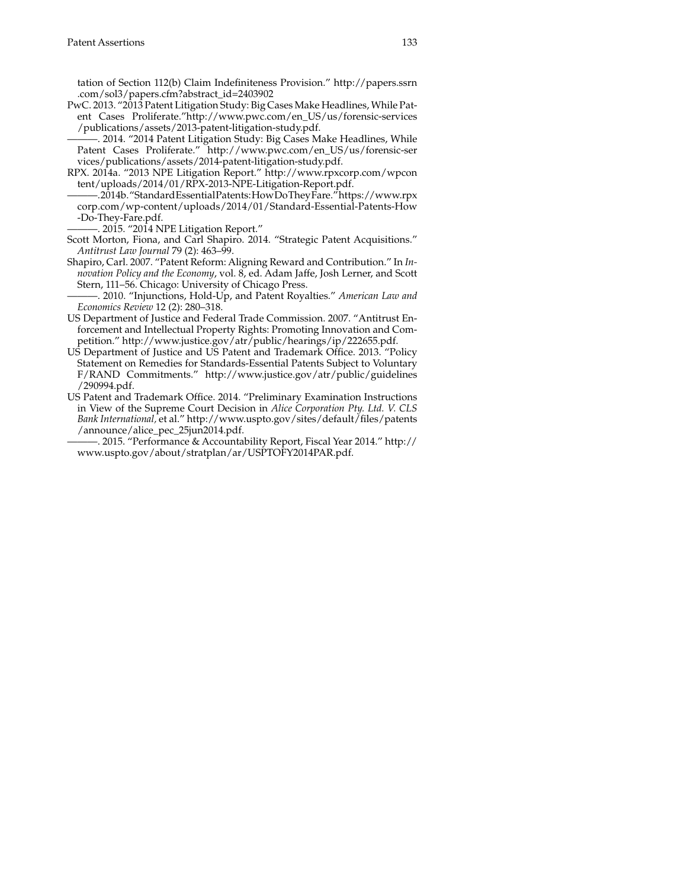tation of Section 112(b) Claim Indefiniteness Provision." http://papers.ssrn.com/sol3/papers.cfm?abstract_id=2403902

PwC. 2013. "2013 Patent Litigation Study: Big Cases Make Headlines, While Patent Cases Proliferate."http://www.pwc.com/en_US/us/forensic-services/publications/assets/2013-patent-litigation-study.pdf.

———. 2014. "2014 Patent Litigation Study: Big Cases Make Headlines, While Patent Cases Proliferate." http://www.pwc.com/en_US/us/forensic-services/publications/assets/2014-patent-litigation-study.pdf.

RPX. 2014a. "2013 NPE Litigation Report." http://www.rpxcorp.com/wpcontent/uploads/2014/01/RPX-2013-NPE-Litigation-Report.pdf.

———.2014b."StandardEssentialPatents:HowDoTheyFare."https://www.rpxcorp.com/wp-content/uploads/2014/01/Standard-Essential-Patents-How-Do-They-Fare.pdf.

———. 2015. "2014 NPE Litigation Report."

Scott Morton, Fiona, and Carl Shapiro. 2014. "Strategic Patent Acquisitions." *Antitrust Law Journal* 79 (2): 463–99.

Shapiro, Carl. 2007. "Patent Reform: Aligning Reward and Contribution." In *Innovation Policy and the Economy*, vol. 8, ed. Adam Jaffe, Josh Lerner, and Scott Stern, 111–56. Chicago: University of Chicago Press.

———. 2010. "Injunctions, Hold-Up, and Patent Royalties." *American Law and Economics Review* 12 (2): 280–318.

US Department of Justice and Federal Trade Commission. 2007. "Antitrust Enforcement and Intellectual Property Rights: Promoting Innovation and Competition." http://www.justice.gov/atr/public/hearings/ip/222655.pdf.

US Department of Justice and US Patent and Trademark Office. 2013. "Policy Statement on Remedies for Standards-Essential Patents Subject to Voluntary F/RAND Commitments." http://www.justice.gov/atr/public/guidelines/290994.pdf.

US Patent and Trademark Office. 2014. "Preliminary Examination Instructions in View of the Supreme Court Decision in *Alice Corporation Pty. Ltd. V. CLS Bank International,* et al." http://www.uspto.gov/sites/default/files/patents/announce/alice_pec_25jun2014.pdf.

———. 2015. "Performance & Accountability Report, Fiscal Year 2014." http://www.uspto.gov/about/stratplan/ar/USPTOFY2014PAR.pdf.